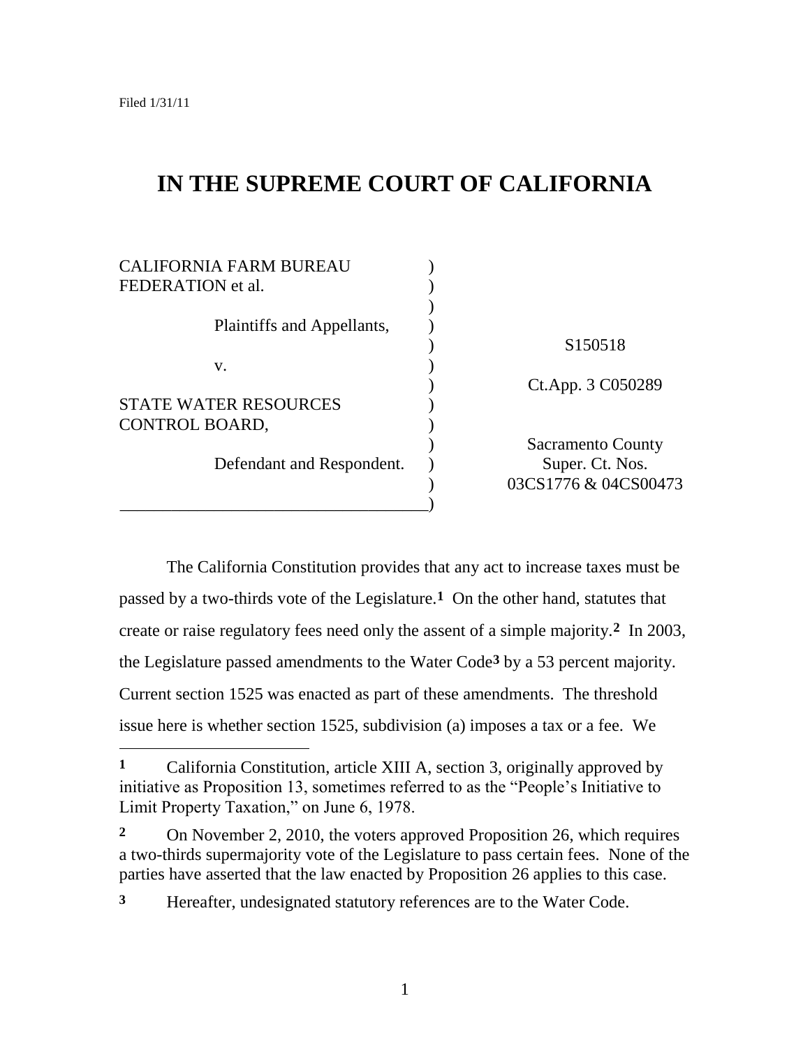Filed 1/31/11

# IN THE SUPREME COURT OF CALIFORNIA

| | |
|---|---|
| CALIFORNIA FARM BUREAU FEDERATION et al., | |
| Plaintiffs and Appellants, | S150518 |
| v. | Ct.App. 3 C050289 |
| STATE WATER RESOURCES CONTROL BOARD, | |
| Defendant and Respondent. | Sacramento County Super. Ct. Nos. 03CS1776 & 04CS00473 |

The California Constitution provides that any act to increase taxes must be passed by a two-thirds vote of the Legislature.[1] On the other hand, statutes that create or raise regulatory fees need only the assent of a simple majority.[2] In 2003, the Legislature passed amendments to the Water Code[3] by a 53 percent majority. Current section 1525 was enacted as part of these amendments. The threshold issue here is whether section 1525, subdivision (a) imposes a tax or a fee. We

---

[1] California Constitution, article XIII A, section 3, originally approved by initiative as Proposition 13, sometimes referred to as the "People's Initiative to Limit Property Taxation," on June 6, 1978.

[2] On November 2, 2010, the voters approved Proposition 26, which requires a two-thirds supermajority vote of the Legislature to pass certain fees. None of the parties have asserted that the law enacted by Proposition 26 applies to this case.

[3] Hereafter, undesignated statutory references are to the Water Code.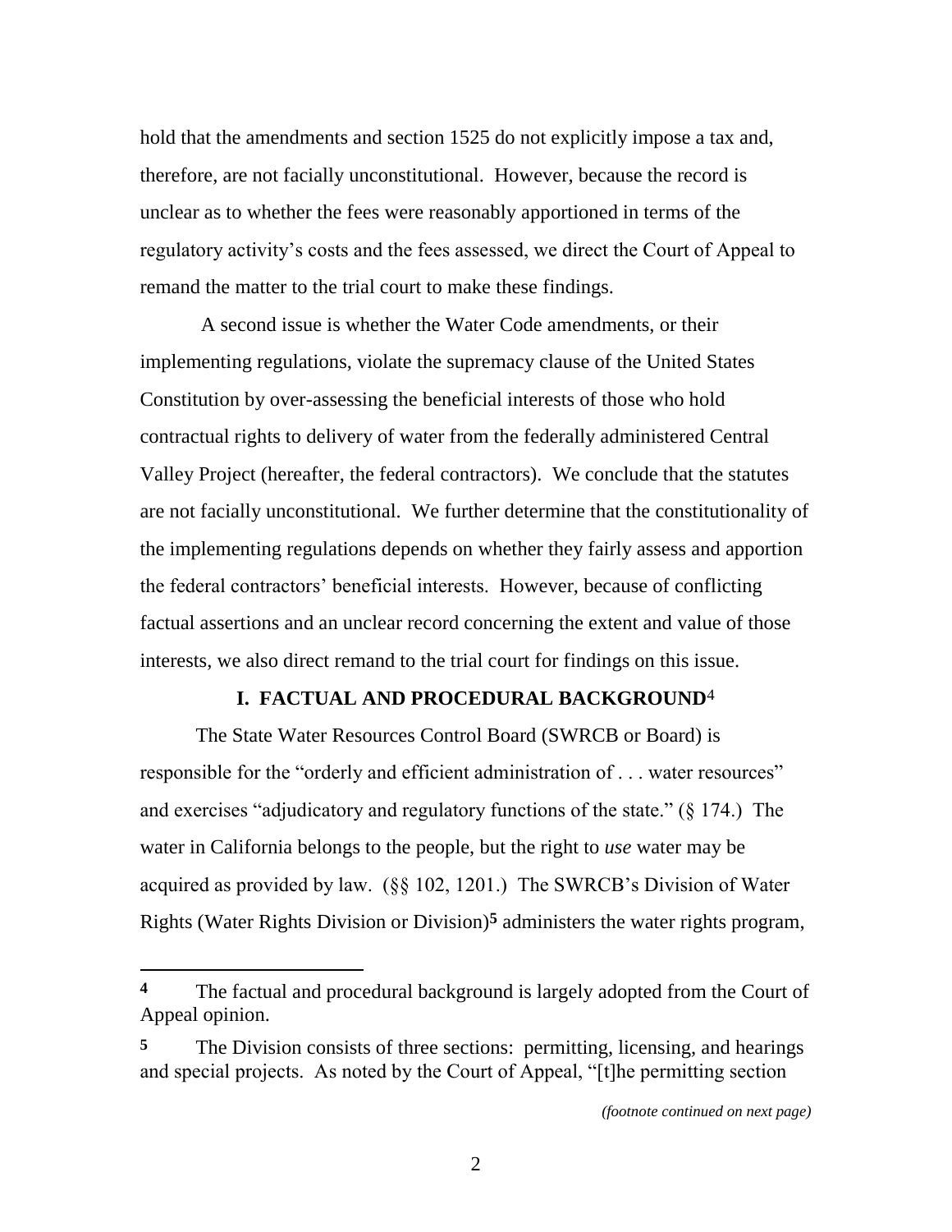hold that the amendments and section 1525 do not explicitly impose a tax and, therefore, are not facially unconstitutional. However, because the record is unclear as to whether the fees were reasonably apportioned in terms of the regulatory activity's costs and the fees assessed, we direct the Court of Appeal to remand the matter to the trial court to make these findings.

A second issue is whether the Water Code amendments, or their implementing regulations, violate the supremacy clause of the United States Constitution by over-assessing the beneficial interests of those who hold contractual rights to delivery of water from the federally administered Central Valley Project (hereafter, the federal contractors). We conclude that the statutes are not facially unconstitutional. We further determine that the constitutionality of the implementing regulations depends on whether they fairly assess and apportion the federal contractors' beneficial interests. However, because of conflicting factual assertions and an unclear record concerning the extent and value of those interests, we also direct remand to the trial court for findings on this issue.

## I. FACTUAL AND PROCEDURAL BACKGROUND[4]

The State Water Resources Control Board (SWRCB or Board) is responsible for the "orderly and efficient administration of . . . water resources" and exercises "adjudicatory and regulatory functions of the state." (§ 174.) The water in California belongs to the people, but the right to *use* water may be acquired as provided by law. (§§ 102, 1201.) The SWRCB's Division of Water Rights (Water Rights Division or Division)[5] administers the water rights program,

---

**4** The factual and procedural background is largely adopted from the Court of Appeal opinion.

**5** The Division consists of three sections: permitting, licensing, and hearings and special projects. As noted by the Court of Appeal, "[t]he permitting section

*(footnote continued on next page)*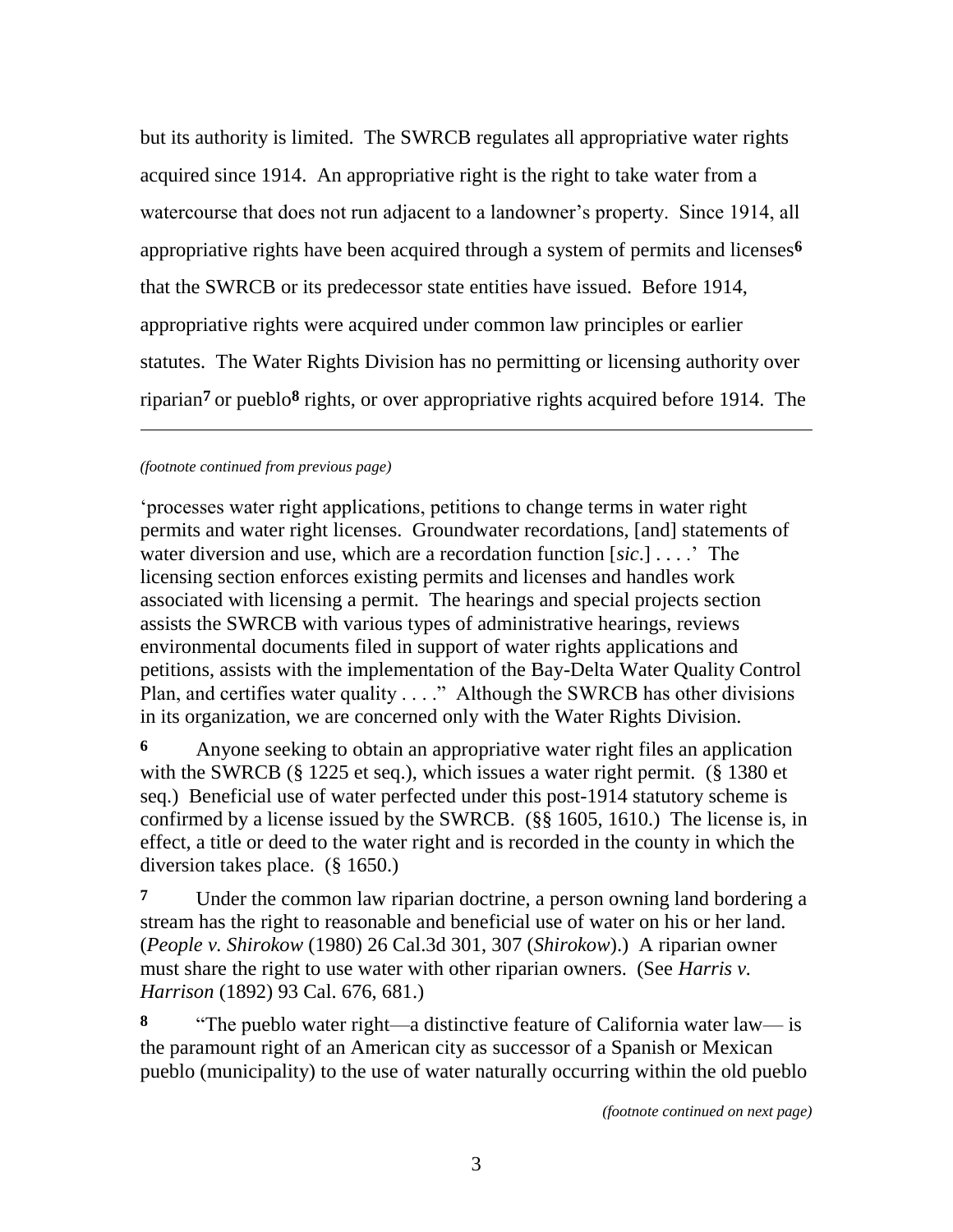but its authority is limited. The SWRCB regulates all appropriative water rights acquired since 1914. An appropriative right is the right to take water from a watercourse that does not run adjacent to a landowner's property. Since 1914, all appropriative rights have been acquired through a system of permits and licenses[6] that the SWRCB or its predecessor state entities have issued. Before 1914, appropriative rights were acquired under common law principles or earlier statutes. The Water Rights Division has no permitting or licensing authority over riparian[7] or pueblo[8] rights, or over appropriative rights acquired before 1914. The

---

*(footnote continued from previous page)*

'processes water right applications, petitions to change terms in water right permits and water right licenses. Groundwater recordations, [and] statements of water diversion and use, which are a recordation function [*sic*.] . . . .' The licensing section enforces existing permits and licenses and handles work associated with licensing a permit. The hearings and special projects section assists the SWRCB with various types of administrative hearings, reviews environmental documents filed in support of water rights applications and petitions, assists with the implementation of the Bay-Delta Water Quality Control Plan, and certifies water quality . . . ." Although the SWRCB has other divisions in its organization, we are concerned only with the Water Rights Division.

**6** Anyone seeking to obtain an appropriative water right files an application with the SWRCB (§ 1225 et seq.), which issues a water right permit. (§ 1380 et seq.) Beneficial use of water perfected under this post-1914 statutory scheme is confirmed by a license issued by the SWRCB. (§§ 1605, 1610.) The license is, in effect, a title or deed to the water right and is recorded in the county in which the diversion takes place. (§ 1650.)

**7** Under the common law riparian doctrine, a person owning land bordering a stream has the right to reasonable and beneficial use of water on his or her land. (*People v. Shirokow* (1980) 26 Cal.3d 301, 307 (*Shirokow*).) A riparian owner must share the right to use water with other riparian owners. (See *Harris v. Harrison* (1892) 93 Cal. 676, 681.)

**8** "The pueblo water right—a distinctive feature of California water law— is the paramount right of an American city as successor of a Spanish or Mexican pueblo (municipality) to the use of water naturally occurring within the old pueblo

*(footnote continued on next page)*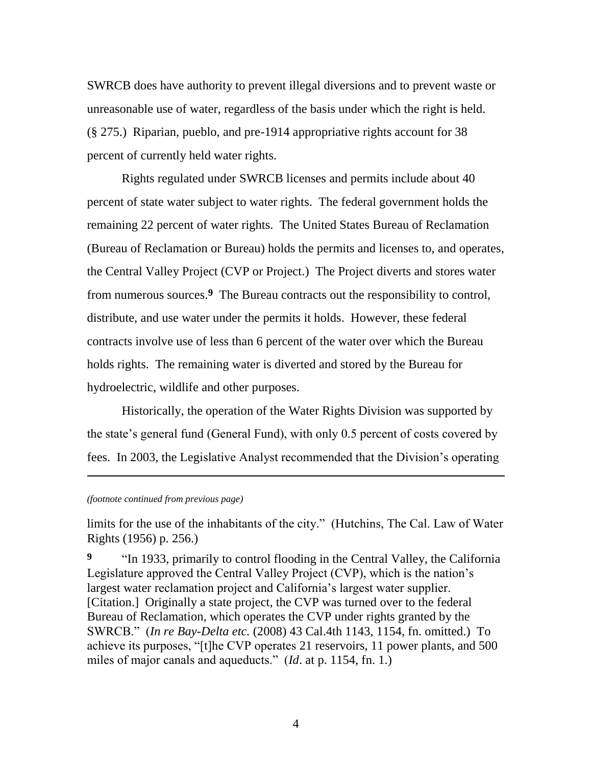SWRCB does have authority to prevent illegal diversions and to prevent waste or unreasonable use of water, regardless of the basis under which the right is held. (§ 275.) Riparian, pueblo, and pre-1914 appropriative rights account for 38 percent of currently held water rights.

Rights regulated under SWRCB licenses and permits include about 40 percent of state water subject to water rights. The federal government holds the remaining 22 percent of water rights. The United States Bureau of Reclamation (Bureau of Reclamation or Bureau) holds the permits and licenses to, and operates, the Central Valley Project (CVP or Project.) The Project diverts and stores water from numerous sources.[9] The Bureau contracts out the responsibility to control, distribute, and use water under the permits it holds. However, these federal contracts involve use of less than 6 percent of the water over which the Bureau holds rights. The remaining water is diverted and stored by the Bureau for hydroelectric, wildlife and other purposes.

Historically, the operation of the Water Rights Division was supported by the state's general fund (General Fund), with only 0.5 percent of costs covered by fees. In 2003, the Legislative Analyst recommended that the Division's operating

---

*(footnote continued from previous page)*

limits for the use of the inhabitants of the city." (Hutchins, The Cal. Law of Water Rights (1956) p. 256.)

**9** "In 1933, primarily to control flooding in the Central Valley, the California Legislature approved the Central Valley Project (CVP), which is the nation's largest water reclamation project and California's largest water supplier. [Citation.] Originally a state project, the CVP was turned over to the federal Bureau of Reclamation, which operates the CVP under rights granted by the SWRCB." (*In re Bay-Delta etc.* (2008) 43 Cal.4th 1143, 1154, fn. omitted.) To achieve its purposes, "[t]he CVP operates 21 reservoirs, 11 power plants, and 500 miles of major canals and aqueducts." (*Id*. at p. 1154, fn. 1.)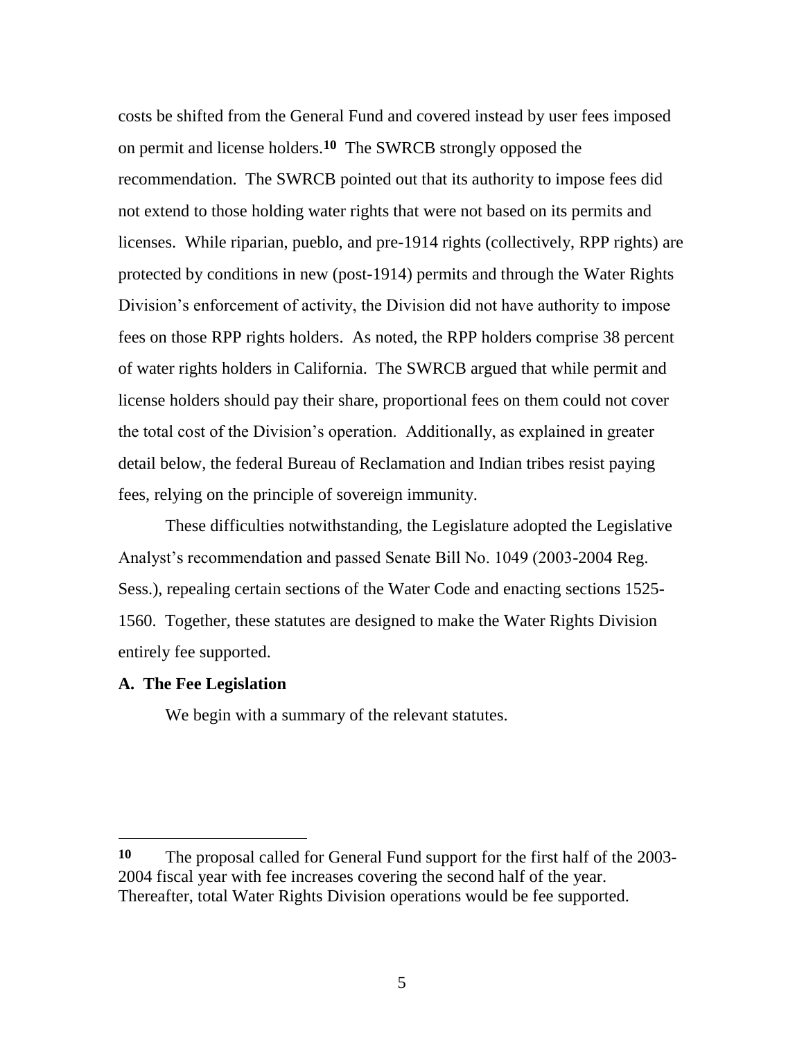costs be shifted from the General Fund and covered instead by user fees imposed on permit and license holders.[10] The SWRCB strongly opposed the recommendation. The SWRCB pointed out that its authority to impose fees did not extend to those holding water rights that were not based on its permits and licenses. While riparian, pueblo, and pre-1914 rights (collectively, RPP rights) are protected by conditions in new (post-1914) permits and through the Water Rights Division's enforcement of activity, the Division did not have authority to impose fees on those RPP rights holders. As noted, the RPP holders comprise 38 percent of water rights holders in California. The SWRCB argued that while permit and license holders should pay their share, proportional fees on them could not cover the total cost of the Division's operation. Additionally, as explained in greater detail below, the federal Bureau of Reclamation and Indian tribes resist paying fees, relying on the principle of sovereign immunity.

These difficulties notwithstanding, the Legislature adopted the Legislative Analyst's recommendation and passed Senate Bill No. 1049 (2003-2004 Reg. Sess.), repealing certain sections of the Water Code and enacting sections 1525-1560. Together, these statutes are designed to make the Water Rights Division entirely fee supported.

**A. The Fee Legislation**

We begin with a summary of the relevant statutes.

---

**10** The proposal called for General Fund support for the first half of the 2003-2004 fiscal year with fee increases covering the second half of the year. Thereafter, total Water Rights Division operations would be fee supported.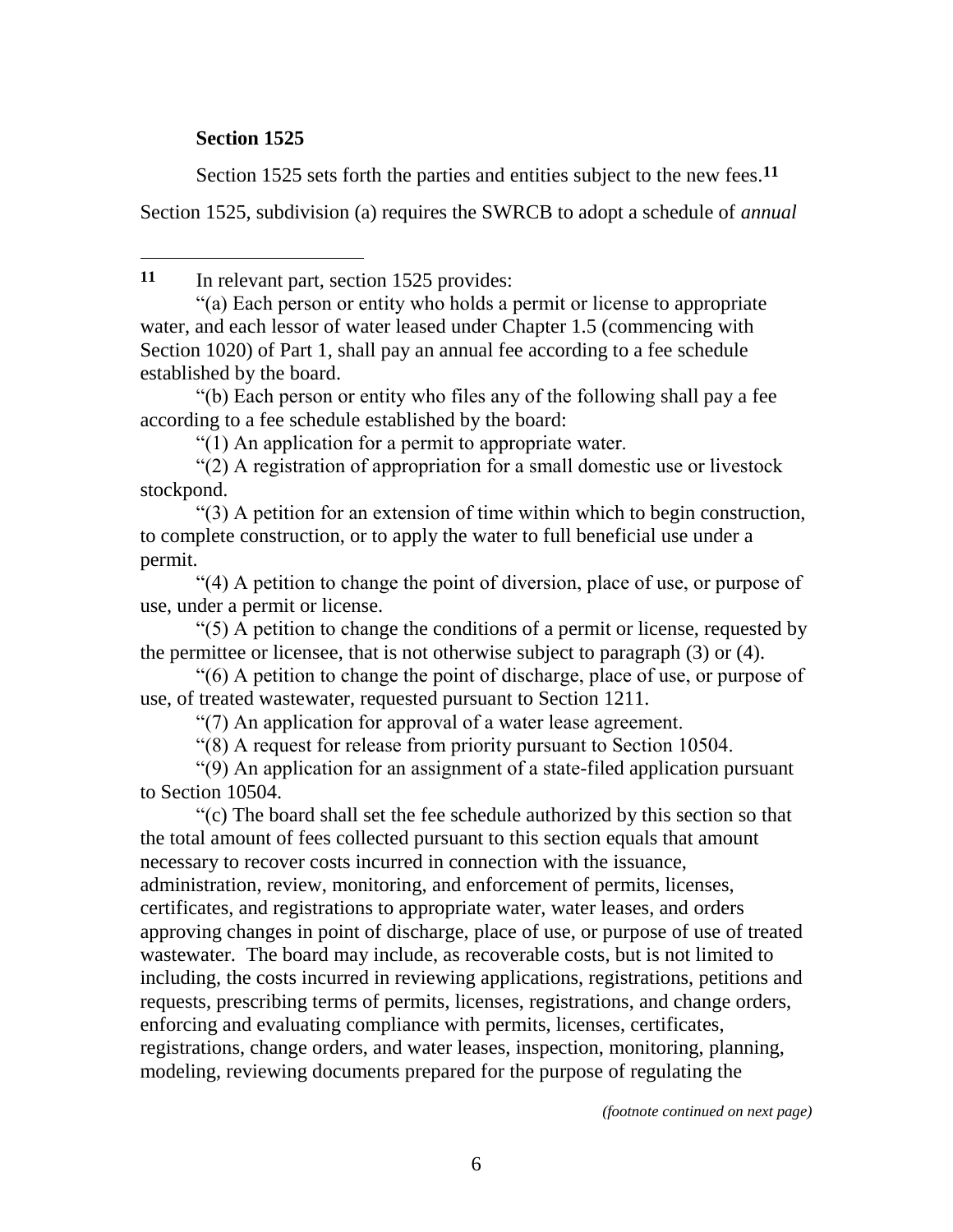**Section 1525**

Section 1525 sets forth the parties and entities subject to the new fees.[11] Section 1525, subdivision (a) requires the SWRCB to adopt a schedule of *annual*

---

[11] In relevant part, section 1525 provides:

"(a) Each person or entity who holds a permit or license to appropriate water, and each lessor of water leased under Chapter 1.5 (commencing with Section 1020) of Part 1, shall pay an annual fee according to a fee schedule established by the board.

"(b) Each person or entity who files any of the following shall pay a fee according to a fee schedule established by the board:

"(1) An application for a permit to appropriate water.

"(2) A registration of appropriation for a small domestic use or livestock stockpond.

"(3) A petition for an extension of time within which to begin construction, to complete construction, or to apply the water to full beneficial use under a permit.

"(4) A petition to change the point of diversion, place of use, or purpose of use, under a permit or license.

"(5) A petition to change the conditions of a permit or license, requested by the permittee or licensee, that is not otherwise subject to paragraph (3) or (4).

"(6) A petition to change the point of discharge, place of use, or purpose of use, of treated wastewater, requested pursuant to Section 1211.

"(7) An application for approval of a water lease agreement.

"(8) A request for release from priority pursuant to Section 10504.

"(9) An application for an assignment of a state-filed application pursuant to Section 10504.

"(c) The board shall set the fee schedule authorized by this section so that the total amount of fees collected pursuant to this section equals that amount necessary to recover costs incurred in connection with the issuance, administration, review, monitoring, and enforcement of permits, licenses, certificates, and registrations to appropriate water, water leases, and orders approving changes in point of discharge, place of use, or purpose of use of treated wastewater. The board may include, as recoverable costs, but is not limited to including, the costs incurred in reviewing applications, registrations, petitions and requests, prescribing terms of permits, licenses, registrations, and change orders, enforcing and evaluating compliance with permits, licenses, certificates, registrations, change orders, and water leases, inspection, monitoring, planning, modeling, reviewing documents prepared for the purpose of regulating the

*(footnote continued on next page)*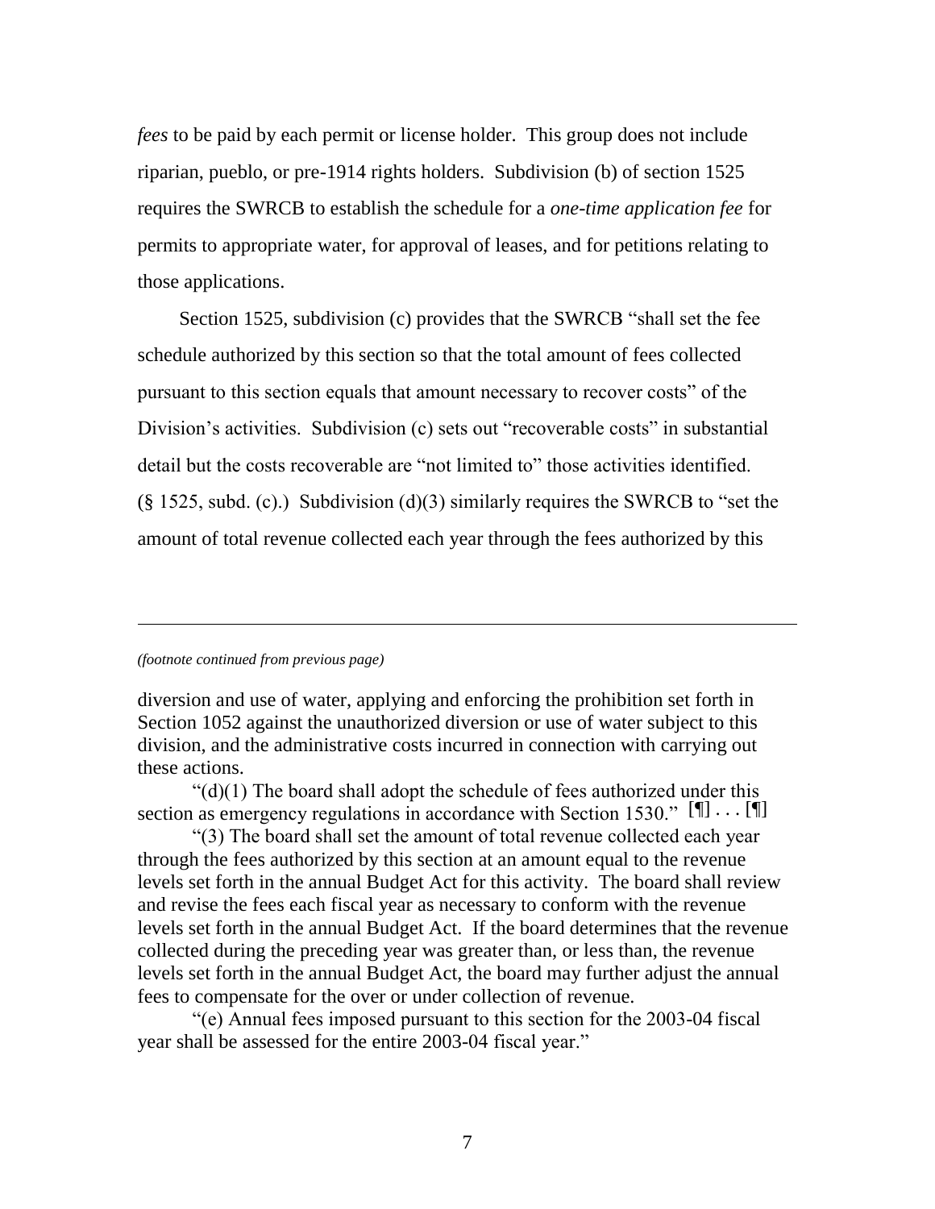*fees* to be paid by each permit or license holder. This group does not include riparian, pueblo, or pre-1914 rights holders. Subdivision (b) of section 1525 requires the SWRCB to establish the schedule for a *one-time application fee* for permits to appropriate water, for approval of leases, and for petitions relating to those applications.

Section 1525, subdivision (c) provides that the SWRCB "shall set the fee schedule authorized by this section so that the total amount of fees collected pursuant to this section equals that amount necessary to recover costs" of the Division's activities. Subdivision (c) sets out "recoverable costs" in substantial detail but the costs recoverable are "not limited to" those activities identified. (§ 1525, subd. (c).) Subdivision (d)(3) similarly requires the SWRCB to "set the amount of total revenue collected each year through the fees authorized by this

---

*(footnote continued from previous page)*

diversion and use of water, applying and enforcing the prohibition set forth in Section 1052 against the unauthorized diversion or use of water subject to this division, and the administrative costs incurred in connection with carrying out these actions.

"(d)(1) The board shall adopt the schedule of fees authorized under this section as emergency regulations in accordance with Section 1530." [¶] . . . [¶]

"(3) The board shall set the amount of total revenue collected each year through the fees authorized by this section at an amount equal to the revenue levels set forth in the annual Budget Act for this activity. The board shall review and revise the fees each fiscal year as necessary to conform with the revenue levels set forth in the annual Budget Act. If the board determines that the revenue collected during the preceding year was greater than, or less than, the revenue levels set forth in the annual Budget Act, the board may further adjust the annual fees to compensate for the over or under collection of revenue.

"(e) Annual fees imposed pursuant to this section for the 2003-04 fiscal year shall be assessed for the entire 2003-04 fiscal year."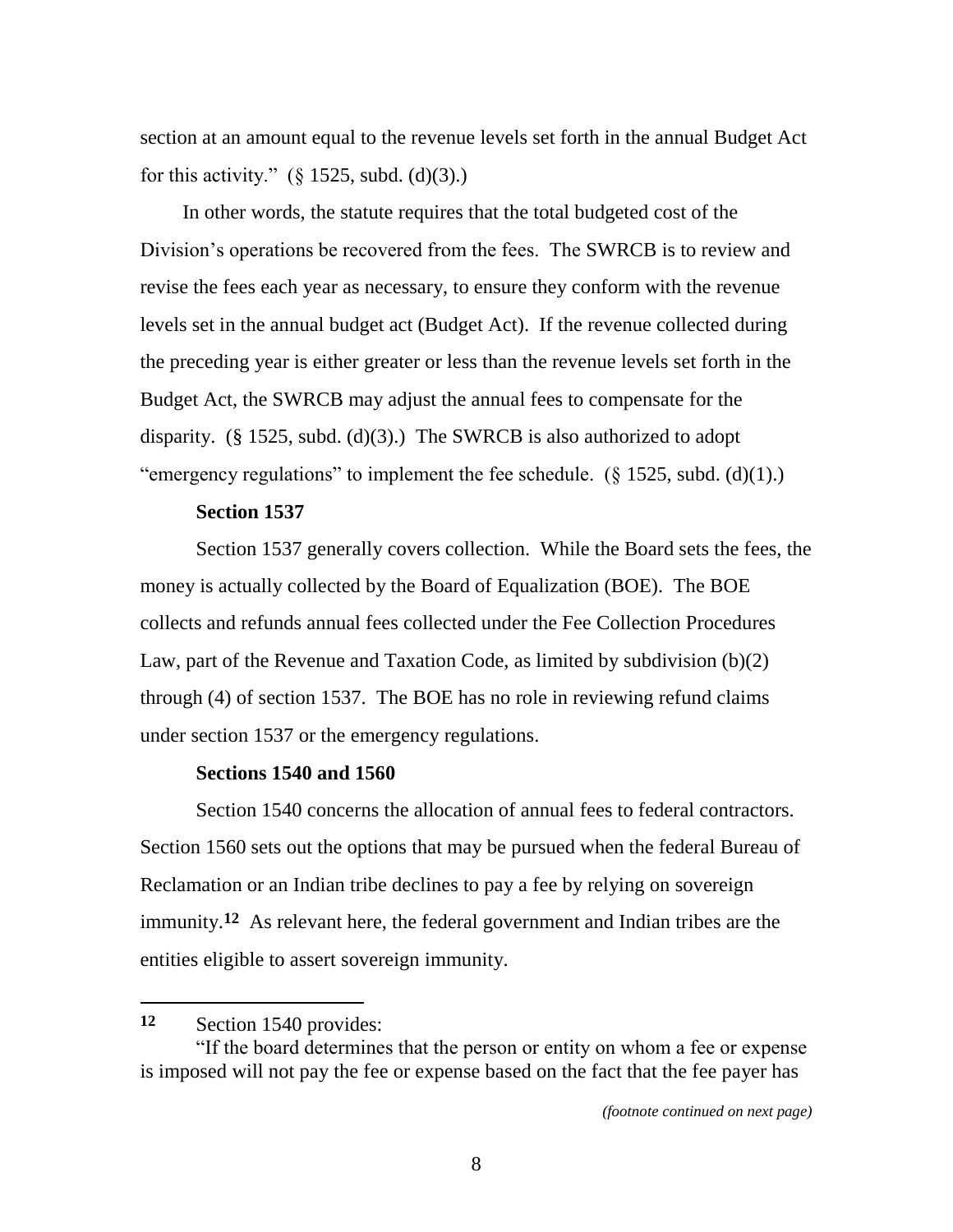section at an amount equal to the revenue levels set forth in the annual Budget Act for this activity." (§ 1525, subd. (d)(3).)

In other words, the statute requires that the total budgeted cost of the Division's operations be recovered from the fees. The SWRCB is to review and revise the fees each year as necessary, to ensure they conform with the revenue levels set in the annual budget act (Budget Act). If the revenue collected during the preceding year is either greater or less than the revenue levels set forth in the Budget Act, the SWRCB may adjust the annual fees to compensate for the disparity. (§ 1525, subd. (d)(3).) The SWRCB is also authorized to adopt "emergency regulations" to implement the fee schedule. (§ 1525, subd. (d)(1).)

**Section 1537**

Section 1537 generally covers collection. While the Board sets the fees, the money is actually collected by the Board of Equalization (BOE). The BOE collects and refunds annual fees collected under the Fee Collection Procedures Law, part of the Revenue and Taxation Code, as limited by subdivision (b)(2) through (4) of section 1537. The BOE has no role in reviewing refund claims under section 1537 or the emergency regulations.

**Sections 1540 and 1560**

Section 1540 concerns the allocation of annual fees to federal contractors. Section 1560 sets out the options that may be pursued when the federal Bureau of Reclamation or an Indian tribe declines to pay a fee by relying on sovereign immunity.[12] As relevant here, the federal government and Indian tribes are the entities eligible to assert sovereign immunity.

---

[12] Section 1540 provides:

"If the board determines that the person or entity on whom a fee or expense is imposed will not pay the fee or expense based on the fact that the fee payer has

*(footnote continued on next page)*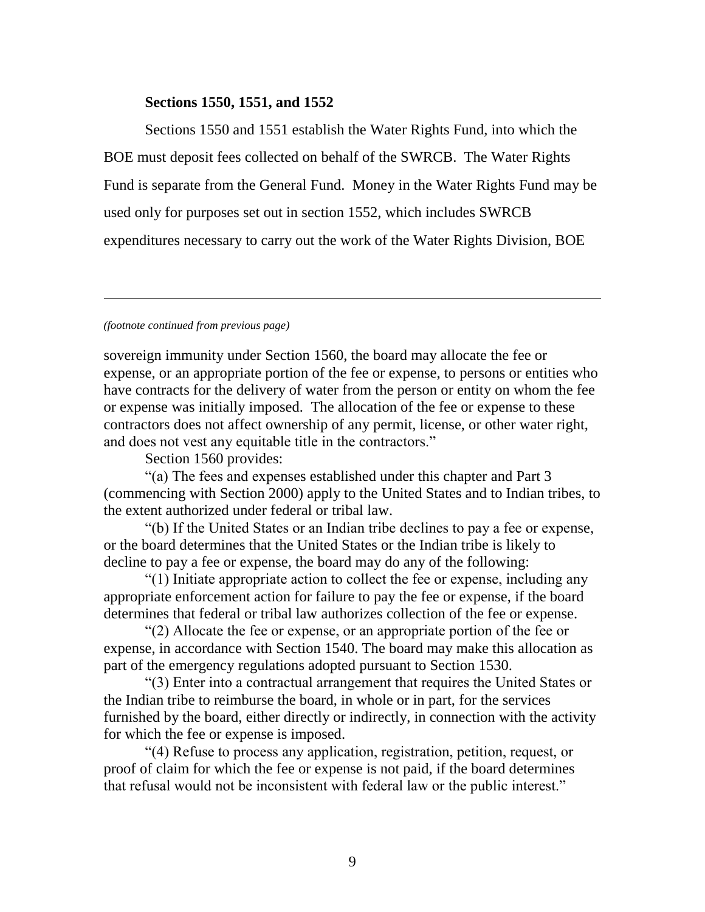**Sections 1550, 1551, and 1552**

Sections 1550 and 1551 establish the Water Rights Fund, into which the BOE must deposit fees collected on behalf of the SWRCB. The Water Rights Fund is separate from the General Fund. Money in the Water Rights Fund may be used only for purposes set out in section 1552, which includes SWRCB expenditures necessary to carry out the work of the Water Rights Division, BOE

---

*(footnote continued from previous page)*

sovereign immunity under Section 1560, the board may allocate the fee or expense, or an appropriate portion of the fee or expense, to persons or entities who have contracts for the delivery of water from the person or entity on whom the fee or expense was initially imposed. The allocation of the fee or expense to these contractors does not affect ownership of any permit, license, or other water right, and does not vest any equitable title in the contractors."

Section 1560 provides:

"(a) The fees and expenses established under this chapter and Part 3 (commencing with Section 2000) apply to the United States and to Indian tribes, to the extent authorized under federal or tribal law.

"(b) If the United States or an Indian tribe declines to pay a fee or expense, or the board determines that the United States or the Indian tribe is likely to decline to pay a fee or expense, the board may do any of the following:

"(1) Initiate appropriate action to collect the fee or expense, including any appropriate enforcement action for failure to pay the fee or expense, if the board determines that federal or tribal law authorizes collection of the fee or expense.

"(2) Allocate the fee or expense, or an appropriate portion of the fee or expense, in accordance with Section 1540. The board may make this allocation as part of the emergency regulations adopted pursuant to Section 1530.

"(3) Enter into a contractual arrangement that requires the United States or the Indian tribe to reimburse the board, in whole or in part, for the services furnished by the board, either directly or indirectly, in connection with the activity for which the fee or expense is imposed.

"(4) Refuse to process any application, registration, petition, request, or proof of claim for which the fee or expense is not paid, if the board determines that refusal would not be inconsistent with federal law or the public interest."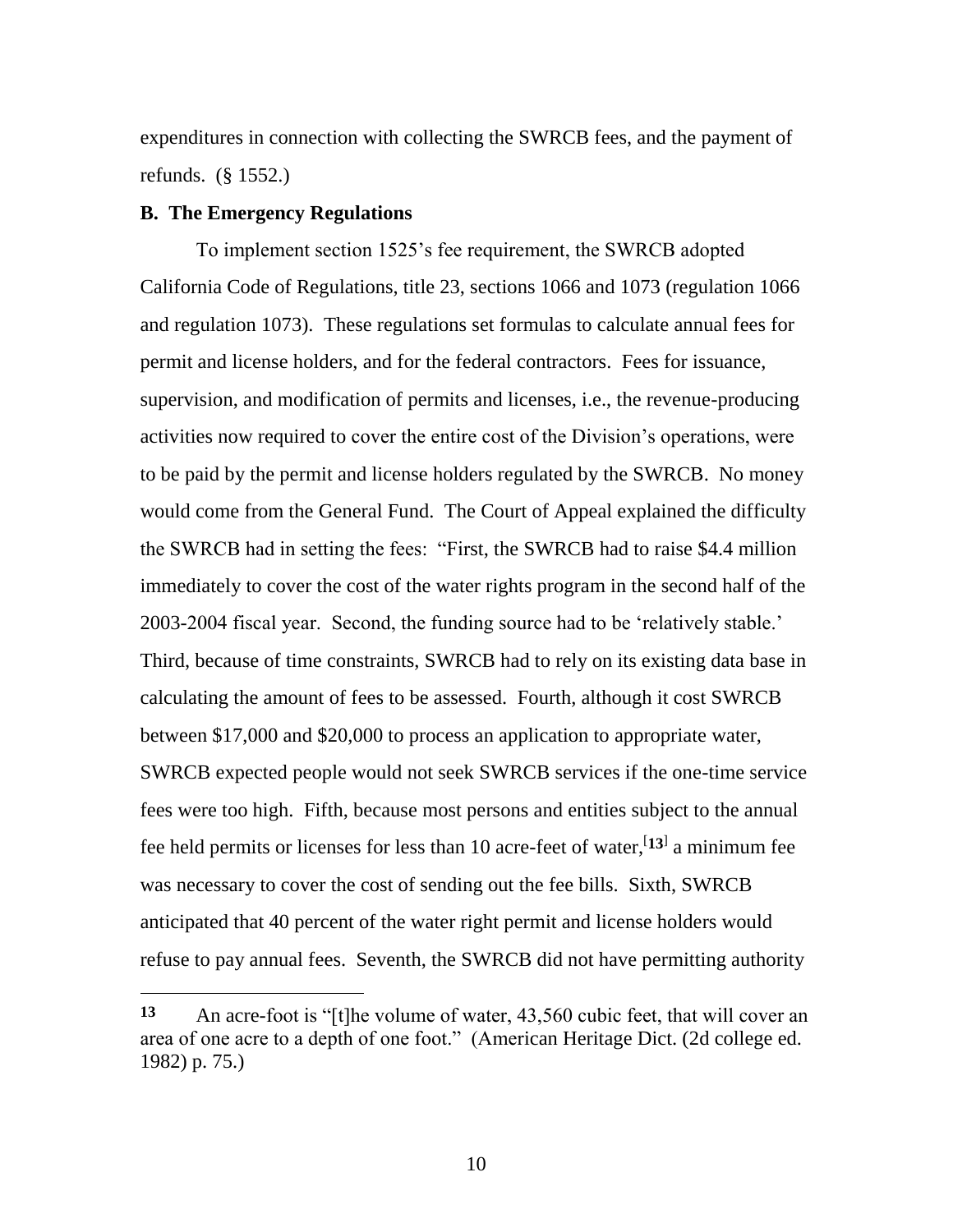expenditures in connection with collecting the SWRCB fees, and the payment of refunds. (§ 1552.)

**B. The Emergency Regulations**

To implement section 1525's fee requirement, the SWRCB adopted California Code of Regulations, title 23, sections 1066 and 1073 (regulation 1066 and regulation 1073). These regulations set formulas to calculate annual fees for permit and license holders, and for the federal contractors. Fees for issuance, supervision, and modification of permits and licenses, i.e., the revenue-producing activities now required to cover the entire cost of the Division's operations, were to be paid by the permit and license holders regulated by the SWRCB. No money would come from the General Fund. The Court of Appeal explained the difficulty the SWRCB had in setting the fees: "First, the SWRCB had to raise $4.4 million immediately to cover the cost of the water rights program in the second half of the 2003-2004 fiscal year. Second, the funding source had to be 'relatively stable.' Third, because of time constraints, SWRCB had to rely on its existing data base in calculating the amount of fees to be assessed. Fourth, although it cost SWRCB between $17,000 and $20,000 to process an application to appropriate water, SWRCB expected people would not seek SWRCB services if the one-time service fees were too high. Fifth, because most persons and entities subject to the annual fee held permits or licenses for less than 10 acre-feet of water,[13] a minimum fee was necessary to cover the cost of sending out the fee bills. Sixth, SWRCB anticipated that 40 percent of the water right permit and license holders would refuse to pay annual fees. Seventh, the SWRCB did not have permitting authority

---

**13** An acre-foot is "[t]he volume of water, 43,560 cubic feet, that will cover an area of one acre to a depth of one foot." (American Heritage Dict. (2d college ed. 1982) p. 75.)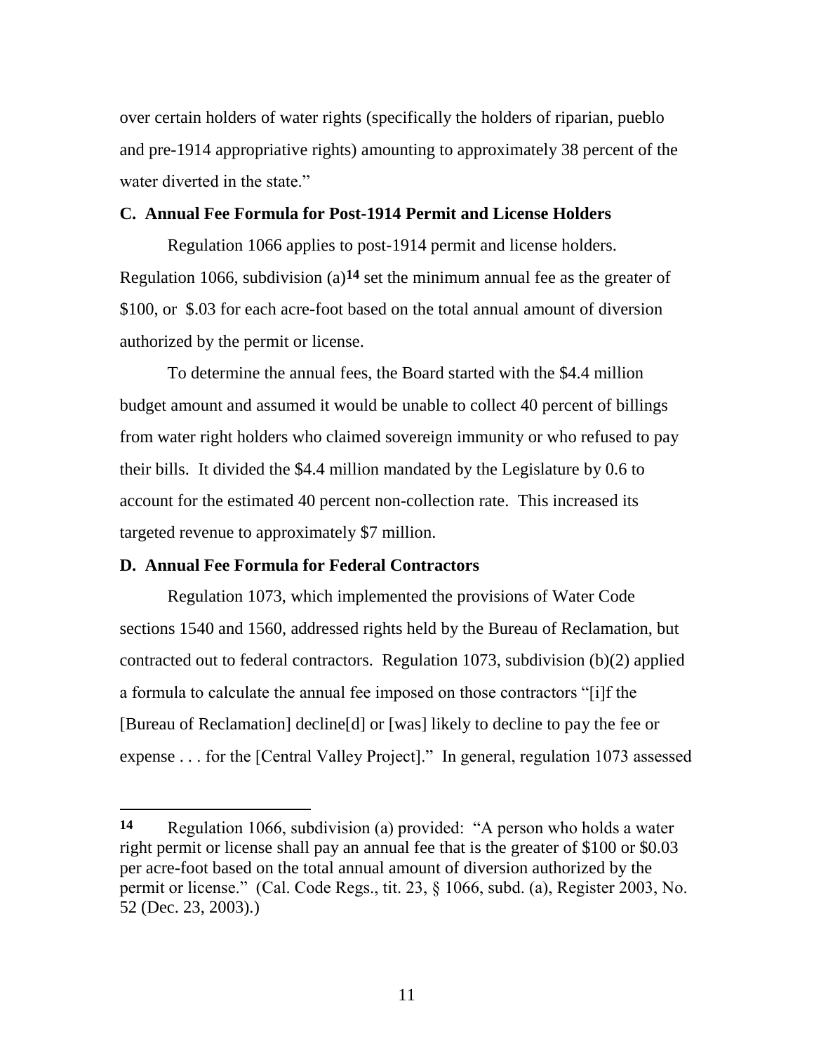over certain holders of water rights (specifically the holders of riparian, pueblo and pre-1914 appropriative rights) amounting to approximately 38 percent of the water diverted in the state."

### C. Annual Fee Formula for Post-1914 Permit and License Holders

Regulation 1066 applies to post-1914 permit and license holders. Regulation 1066, subdivision (a)[14] set the minimum annual fee as the greater of \$100, or \$.03 for each acre-foot based on the total annual amount of diversion authorized by the permit or license.

To determine the annual fees, the Board started with the \$4.4 million budget amount and assumed it would be unable to collect 40 percent of billings from water right holders who claimed sovereign immunity or who refused to pay their bills. It divided the \$4.4 million mandated by the Legislature by 0.6 to account for the estimated 40 percent non-collection rate. This increased its targeted revenue to approximately \$7 million.

### D. Annual Fee Formula for Federal Contractors

Regulation 1073, which implemented the provisions of Water Code sections 1540 and 1560, addressed rights held by the Bureau of Reclamation, but contracted out to federal contractors. Regulation 1073, subdivision (b)(2) applied a formula to calculate the annual fee imposed on those contractors "[i]f the [Bureau of Reclamation] decline[d] or [was] likely to decline to pay the fee or expense . . . for the [Central Valley Project]." In general, regulation 1073 assessed

---

**14** Regulation 1066, subdivision (a) provided: "A person who holds a water right permit or license shall pay an annual fee that is the greater of \$100 or \$0.03 per acre-foot based on the total annual amount of diversion authorized by the permit or license." (Cal. Code Regs., tit. 23, § 1066, subd. (a), Register 2003, No. 52 (Dec. 23, 2003).)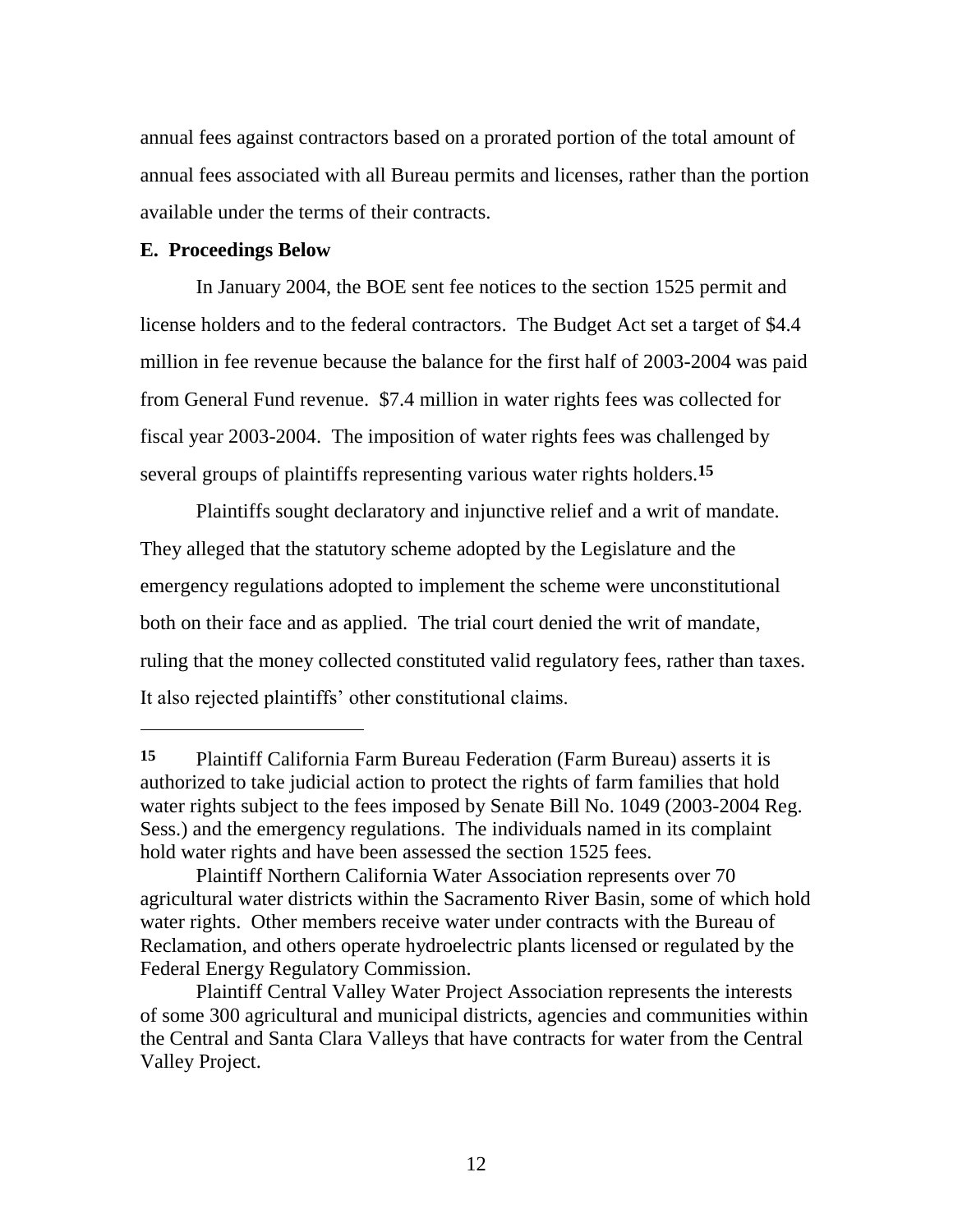annual fees against contractors based on a prorated portion of the total amount of annual fees associated with all Bureau permits and licenses, rather than the portion available under the terms of their contracts.

**E. Proceedings Below**

In January 2004, the BOE sent fee notices to the section 1525 permit and license holders and to the federal contractors. The Budget Act set a target of $4.4 million in fee revenue because the balance for the first half of 2003-2004 was paid from General Fund revenue. $7.4 million in water rights fees was collected for fiscal year 2003-2004. The imposition of water rights fees was challenged by several groups of plaintiffs representing various water rights holders.[15]

Plaintiffs sought declaratory and injunctive relief and a writ of mandate. They alleged that the statutory scheme adopted by the Legislature and the emergency regulations adopted to implement the scheme were unconstitutional both on their face and as applied. The trial court denied the writ of mandate, ruling that the money collected constituted valid regulatory fees, rather than taxes. It also rejected plaintiffs' other constitutional claims.

---

**15** Plaintiff California Farm Bureau Federation (Farm Bureau) asserts it is authorized to take judicial action to protect the rights of farm families that hold water rights subject to the fees imposed by Senate Bill No. 1049 (2003-2004 Reg. Sess.) and the emergency regulations. The individuals named in its complaint hold water rights and have been assessed the section 1525 fees.

Plaintiff Northern California Water Association represents over 70 agricultural water districts within the Sacramento River Basin, some of which hold water rights. Other members receive water under contracts with the Bureau of Reclamation, and others operate hydroelectric plants licensed or regulated by the Federal Energy Regulatory Commission.

Plaintiff Central Valley Water Project Association represents the interests of some 300 agricultural and municipal districts, agencies and communities within the Central and Santa Clara Valleys that have contracts for water from the Central Valley Project.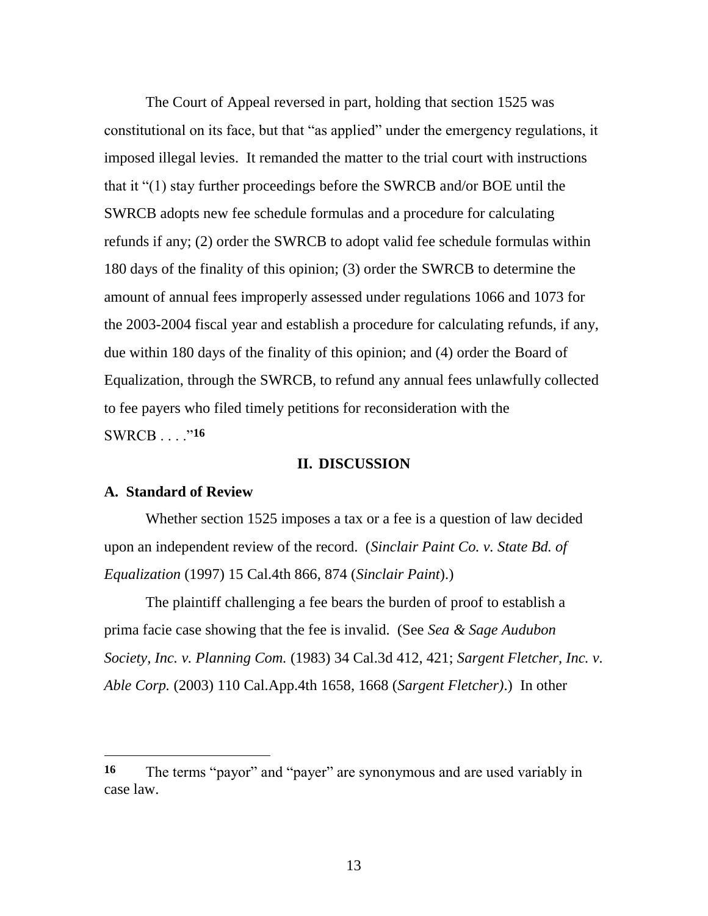The Court of Appeal reversed in part, holding that section 1525 was constitutional on its face, but that "as applied" under the emergency regulations, it imposed illegal levies. It remanded the matter to the trial court with instructions that it "(1) stay further proceedings before the SWRCB and/or BOE until the SWRCB adopts new fee schedule formulas and a procedure for calculating refunds if any; (2) order the SWRCB to adopt valid fee schedule formulas within 180 days of the finality of this opinion; (3) order the SWRCB to determine the amount of annual fees improperly assessed under regulations 1066 and 1073 for the 2003-2004 fiscal year and establish a procedure for calculating refunds, if any, due within 180 days of the finality of this opinion; and (4) order the Board of Equalization, through the SWRCB, to refund any annual fees unlawfully collected to fee payers who filed timely petitions for reconsideration with the SWRCB . . . ."[16]

## II. DISCUSSION

### A. Standard of Review

Whether section 1525 imposes a tax or a fee is a question of law decided upon an independent review of the record. (*Sinclair Paint Co. v. State Bd. of Equalization* (1997) 15 Cal.4th 866, 874 (*Sinclair Paint*).)

The plaintiff challenging a fee bears the burden of proof to establish a prima facie case showing that the fee is invalid. (See *Sea & Sage Audubon Society, Inc. v. Planning Com.* (1983) 34 Cal.3d 412, 421; *Sargent Fletcher, Inc. v. Able Corp.* (2003) 110 Cal.App.4th 1658, 1668 (*Sargent Fletcher)*.) In other

---

**16** The terms "payor" and "payer" are synonymous and are used variably in case law.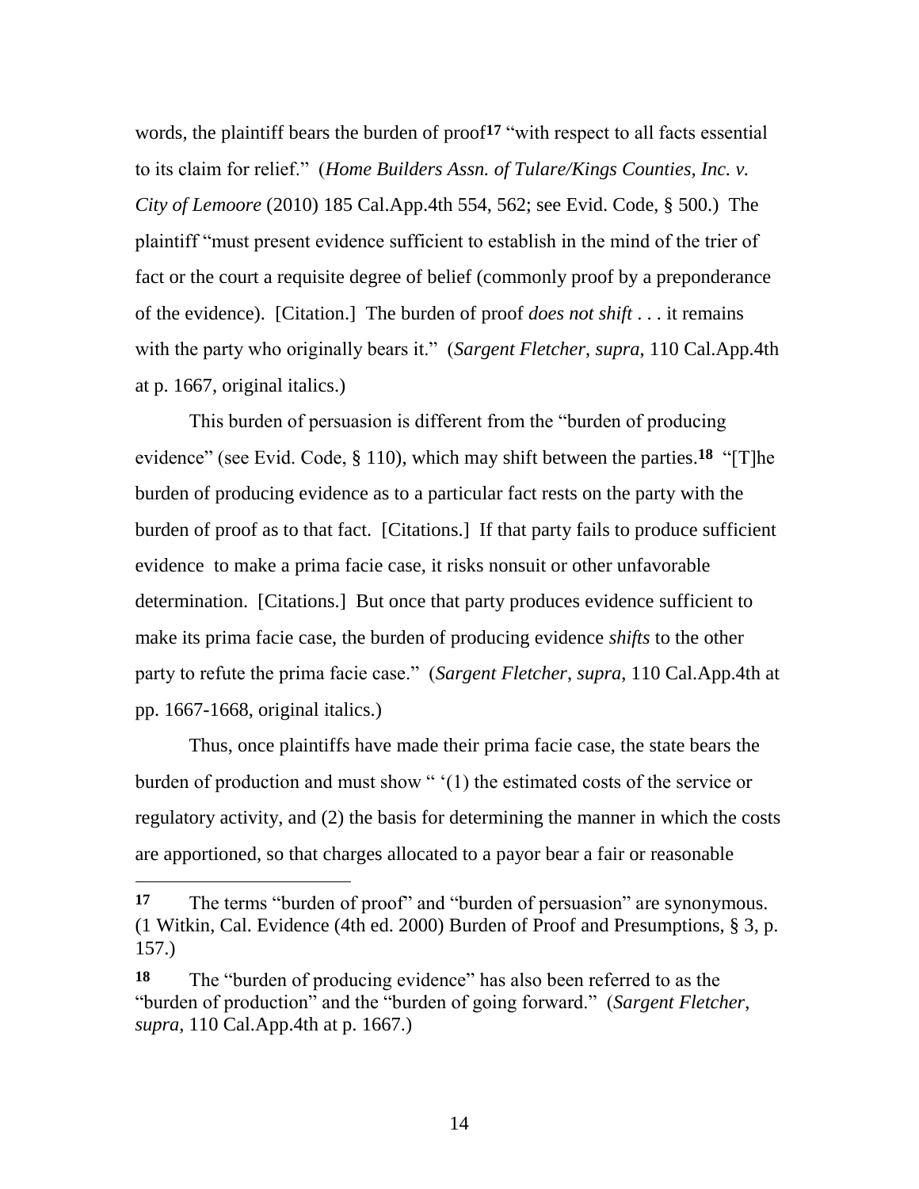words, the plaintiff bears the burden of proof[17] "with respect to all facts essential to its claim for relief." (*Home Builders Assn. of Tulare/Kings Counties, Inc. v. City of Lemoore* (2010) 185 Cal.App.4th 554, 562; see Evid. Code, § 500.) The plaintiff "must present evidence sufficient to establish in the mind of the trier of fact or the court a requisite degree of belief (commonly proof by a preponderance of the evidence). [Citation.] The burden of proof *does not shift* . . . it remains with the party who originally bears it." (*Sargent Fletcher*, *supra*, 110 Cal.App.4th at p. 1667, original italics.)

This burden of persuasion is different from the "burden of producing evidence" (see Evid. Code, § 110), which may shift between the parties.[18] "[T]he burden of producing evidence as to a particular fact rests on the party with the burden of proof as to that fact. [Citations.] If that party fails to produce sufficient evidence to make a prima facie case, it risks nonsuit or other unfavorable determination. [Citations.] But once that party produces evidence sufficient to make its prima facie case, the burden of producing evidence *shifts* to the other party to refute the prima facie case." (*Sargent Fletcher*, *supra*, 110 Cal.App.4th at pp. 1667-1668, original italics.)

Thus, once plaintiffs have made their prima facie case, the state bears the burden of production and must show " '(1) the estimated costs of the service or regulatory activity, and (2) the basis for determining the manner in which the costs are apportioned, so that charges allocated to a payor bear a fair or reasonable

---

**17** The terms "burden of proof" and "burden of persuasion" are synonymous. (1 Witkin, Cal. Evidence (4th ed. 2000) Burden of Proof and Presumptions, § 3, p. 157.)

**18** The "burden of producing evidence" has also been referred to as the "burden of production" and the "burden of going forward." (*Sargent Fletcher*, *supra*, 110 Cal.App.4th at p. 1667.)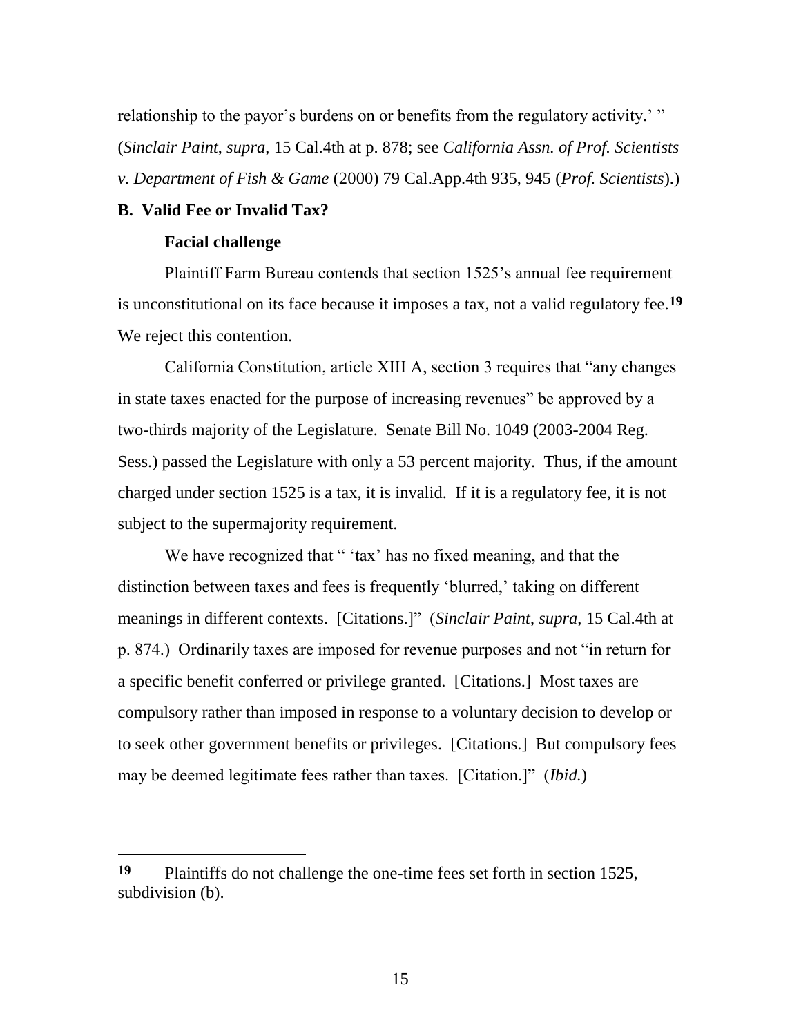relationship to the payor's burdens on or benefits from the regulatory activity.' " (*Sinclair Paint*, *supra*, 15 Cal.4th at p. 878; see *California Assn. of Prof. Scientists v. Department of Fish & Game* (2000) 79 Cal.App.4th 935, 945 (*Prof. Scientists*).)

**B. Valid Fee or Invalid Tax?**

**Facial challenge**

Plaintiff Farm Bureau contends that section 1525's annual fee requirement is unconstitutional on its face because it imposes a tax, not a valid regulatory fee.[19] We reject this contention.

California Constitution, article XIII A, section 3 requires that "any changes in state taxes enacted for the purpose of increasing revenues" be approved by a two-thirds majority of the Legislature. Senate Bill No. 1049 (2003-2004 Reg. Sess.) passed the Legislature with only a 53 percent majority. Thus, if the amount charged under section 1525 is a tax, it is invalid. If it is a regulatory fee, it is not subject to the supermajority requirement.

We have recognized that " 'tax' has no fixed meaning, and that the distinction between taxes and fees is frequently 'blurred,' taking on different meanings in different contexts. [Citations.]" (*Sinclair Paint*, *supra*, 15 Cal.4th at p. 874.) Ordinarily taxes are imposed for revenue purposes and not "in return for a specific benefit conferred or privilege granted. [Citations.] Most taxes are compulsory rather than imposed in response to a voluntary decision to develop or to seek other government benefits or privileges. [Citations.] But compulsory fees may be deemed legitimate fees rather than taxes. [Citation.]" (*Ibid.*)

---

[19] Plaintiffs do not challenge the one-time fees set forth in section 1525, subdivision (b).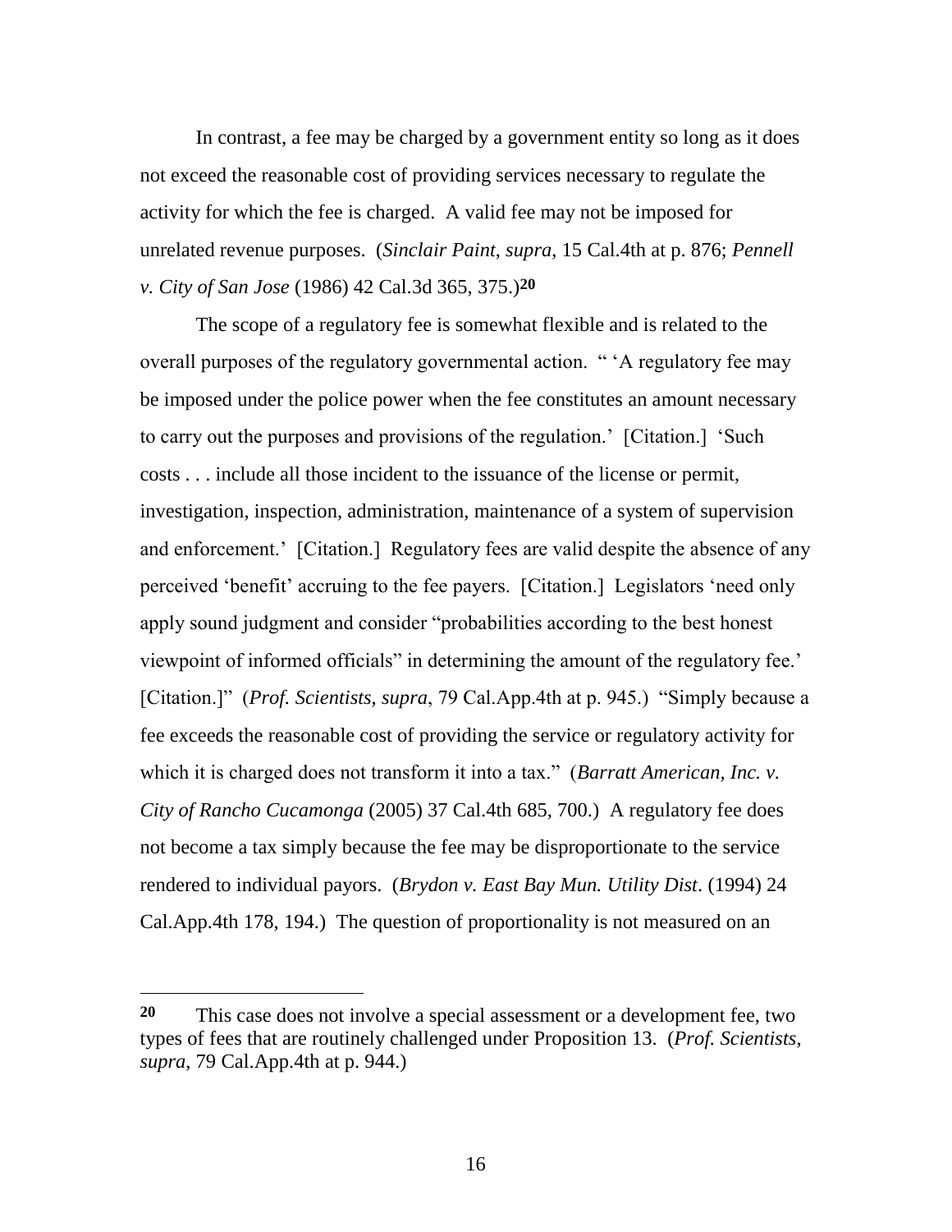In contrast, a fee may be charged by a government entity so long as it does not exceed the reasonable cost of providing services necessary to regulate the activity for which the fee is charged. A valid fee may not be imposed for unrelated revenue purposes. (*Sinclair Paint*, *supra*, 15 Cal.4th at p. 876; *Pennell v. City of San Jose* (1986) 42 Cal.3d 365, 375.)[20]

The scope of a regulatory fee is somewhat flexible and is related to the overall purposes of the regulatory governmental action. " 'A regulatory fee may be imposed under the police power when the fee constitutes an amount necessary to carry out the purposes and provisions of the regulation.' [Citation.] 'Such costs . . . include all those incident to the issuance of the license or permit, investigation, inspection, administration, maintenance of a system of supervision and enforcement.' [Citation.] Regulatory fees are valid despite the absence of any perceived 'benefit' accruing to the fee payers. [Citation.] Legislators 'need only apply sound judgment and consider "probabilities according to the best honest viewpoint of informed officials" in determining the amount of the regulatory fee.' [Citation.]" (*Prof. Scientists, supra*, 79 Cal.App.4th at p. 945.) "Simply because a fee exceeds the reasonable cost of providing the service or regulatory activity for which it is charged does not transform it into a tax." (*Barratt American, Inc. v. City of Rancho Cucamonga* (2005) 37 Cal.4th 685, 700.) A regulatory fee does not become a tax simply because the fee may be disproportionate to the service rendered to individual payors. (*Brydon v. East Bay Mun. Utility Dist*. (1994) 24 Cal.App.4th 178, 194.) The question of proportionality is not measured on an

---

**20** This case does not involve a special assessment or a development fee, two types of fees that are routinely challenged under Proposition 13. (*Prof. Scientists*, *supra*, 79 Cal.App.4th at p. 944.)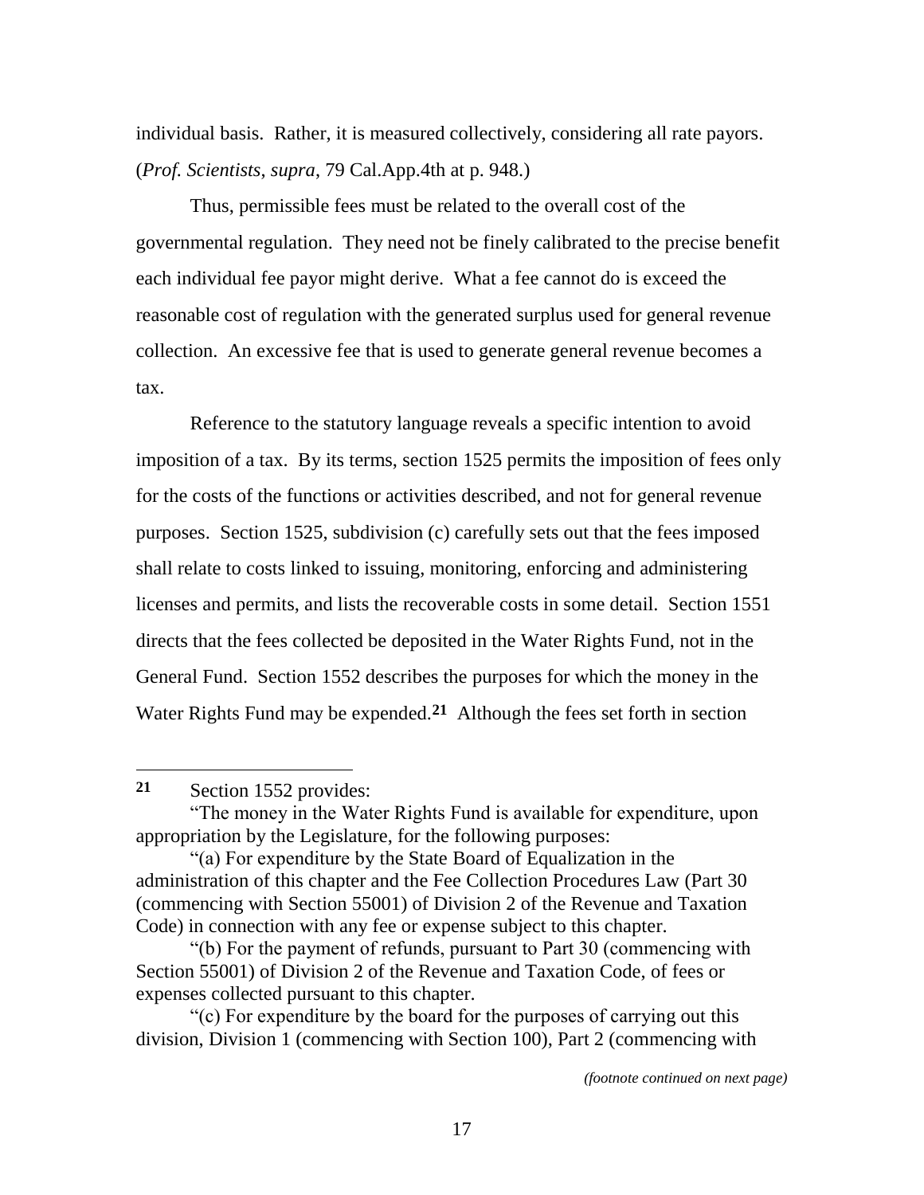individual basis. Rather, it is measured collectively, considering all rate payors. (*Prof. Scientists*, *supra*, 79 Cal.App.4th at p. 948.)

Thus, permissible fees must be related to the overall cost of the governmental regulation. They need not be finely calibrated to the precise benefit each individual fee payor might derive. What a fee cannot do is exceed the reasonable cost of regulation with the generated surplus used for general revenue collection. An excessive fee that is used to generate general revenue becomes a tax.

Reference to the statutory language reveals a specific intention to avoid imposition of a tax. By its terms, section 1525 permits the imposition of fees only for the costs of the functions or activities described, and not for general revenue purposes. Section 1525, subdivision (c) carefully sets out that the fees imposed shall relate to costs linked to issuing, monitoring, enforcing and administering licenses and permits, and lists the recoverable costs in some detail. Section 1551 directs that the fees collected be deposited in the Water Rights Fund, not in the General Fund. Section 1552 describes the purposes for which the money in the Water Rights Fund may be expended.[21] Although the fees set forth in section

---

**21** Section 1552 provides:

"The money in the Water Rights Fund is available for expenditure, upon appropriation by the Legislature, for the following purposes:

"(a) For expenditure by the State Board of Equalization in the administration of this chapter and the Fee Collection Procedures Law (Part 30 (commencing with Section 55001) of Division 2 of the Revenue and Taxation Code) in connection with any fee or expense subject to this chapter.

"(b) For the payment of refunds, pursuant to Part 30 (commencing with Section 55001) of Division 2 of the Revenue and Taxation Code, of fees or expenses collected pursuant to this chapter.

"(c) For expenditure by the board for the purposes of carrying out this division, Division 1 (commencing with Section 100), Part 2 (commencing with

*(footnote continued on next page)*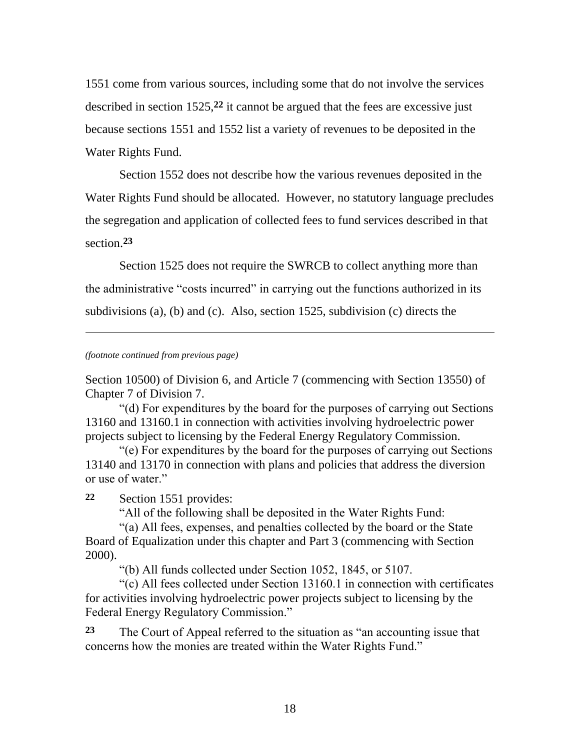1551 come from various sources, including some that do not involve the services described in section 1525,[22] it cannot be argued that the fees are excessive just because sections 1551 and 1552 list a variety of revenues to be deposited in the Water Rights Fund.

Section 1552 does not describe how the various revenues deposited in the Water Rights Fund should be allocated. However, no statutory language precludes the segregation and application of collected fees to fund services described in that section.[23]

Section 1525 does not require the SWRCB to collect anything more than the administrative "costs incurred" in carrying out the functions authorized in its subdivisions (a), (b) and (c). Also, section 1525, subdivision (c) directs the

---

*(footnote continued from previous page)*

Section 10500) of Division 6, and Article 7 (commencing with Section 13550) of Chapter 7 of Division 7.

"(d) For expenditures by the board for the purposes of carrying out Sections 13160 and 13160.1 in connection with activities involving hydroelectric power projects subject to licensing by the Federal Energy Regulatory Commission.

"(e) For expenditures by the board for the purposes of carrying out Sections 13140 and 13170 in connection with plans and policies that address the diversion or use of water."

**22** Section 1551 provides:

"All of the following shall be deposited in the Water Rights Fund:

"(a) All fees, expenses, and penalties collected by the board or the State Board of Equalization under this chapter and Part 3 (commencing with Section 2000).

"(b) All funds collected under Section 1052, 1845, or 5107.

"(c) All fees collected under Section 13160.1 in connection with certificates for activities involving hydroelectric power projects subject to licensing by the Federal Energy Regulatory Commission."

**23** The Court of Appeal referred to the situation as "an accounting issue that concerns how the monies are treated within the Water Rights Fund."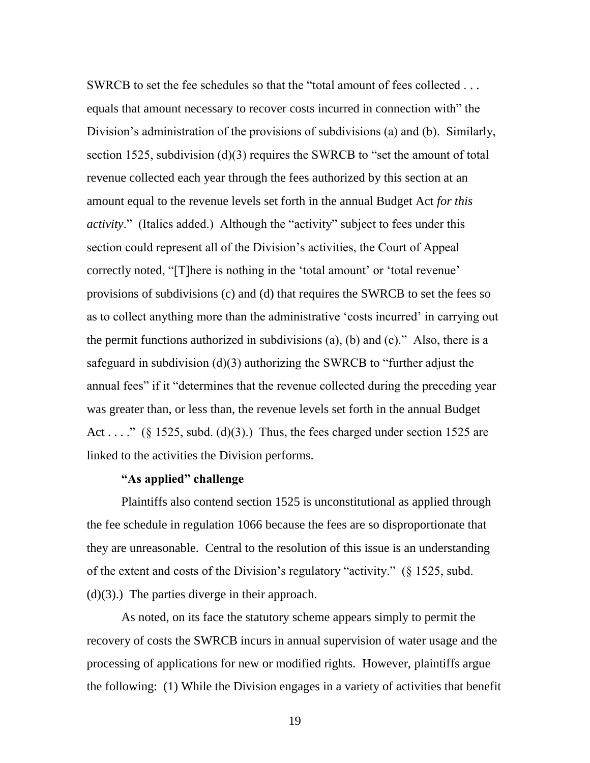SWRCB to set the fee schedules so that the "total amount of fees collected . . . equals that amount necessary to recover costs incurred in connection with" the Division's administration of the provisions of subdivisions (a) and (b). Similarly, section 1525, subdivision (d)(3) requires the SWRCB to "set the amount of total revenue collected each year through the fees authorized by this section at an amount equal to the revenue levels set forth in the annual Budget Act *for this activity*." (Italics added.) Although the "activity" subject to fees under this section could represent all of the Division's activities, the Court of Appeal correctly noted, "[T]here is nothing in the 'total amount' or 'total revenue' provisions of subdivisions (c) and (d) that requires the SWRCB to set the fees so as to collect anything more than the administrative 'costs incurred' in carrying out the permit functions authorized in subdivisions (a), (b) and (c)." Also, there is a safeguard in subdivision (d)(3) authorizing the SWRCB to "further adjust the annual fees" if it "determines that the revenue collected during the preceding year was greater than, or less than, the revenue levels set forth in the annual Budget Act . . . ." (§ 1525, subd. (d)(3).) Thus, the fees charged under section 1525 are linked to the activities the Division performs.

**"As applied" challenge**

Plaintiffs also contend section 1525 is unconstitutional as applied through the fee schedule in regulation 1066 because the fees are so disproportionate that they are unreasonable. Central to the resolution of this issue is an understanding of the extent and costs of the Division's regulatory "activity." (§ 1525, subd. (d)(3).) The parties diverge in their approach.

As noted, on its face the statutory scheme appears simply to permit the recovery of costs the SWRCB incurs in annual supervision of water usage and the processing of applications for new or modified rights. However, plaintiffs argue the following: (1) While the Division engages in a variety of activities that benefit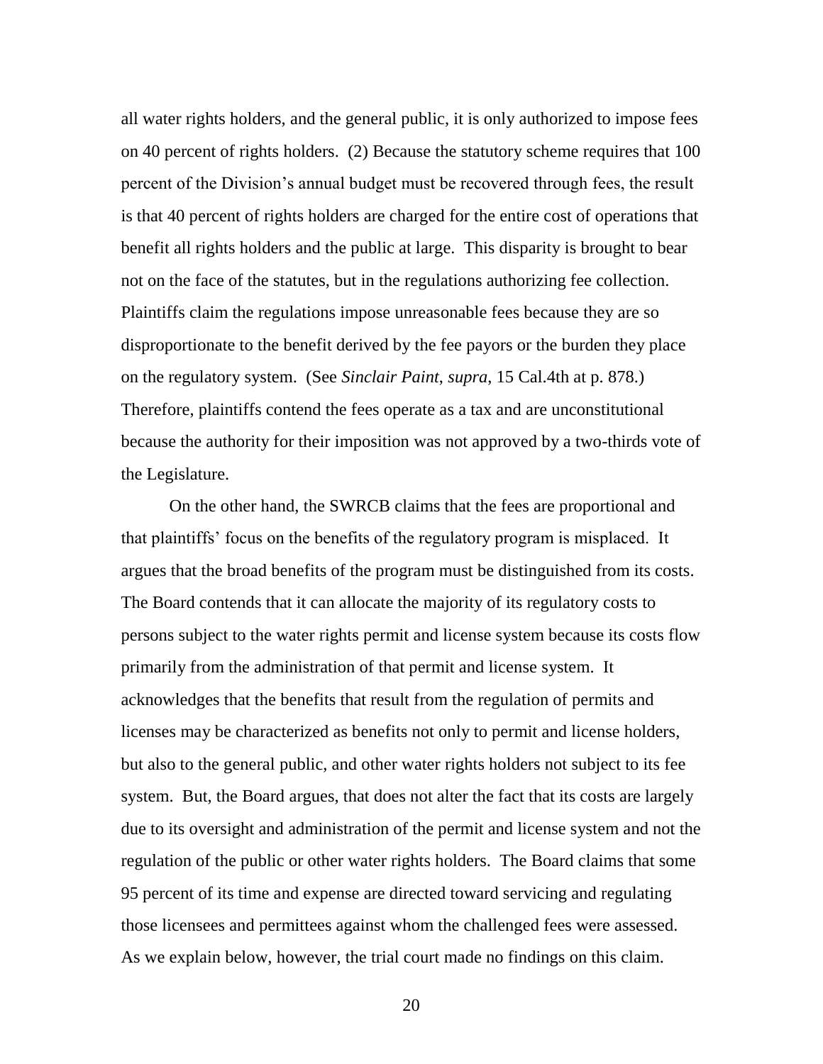all water rights holders, and the general public, it is only authorized to impose fees on 40 percent of rights holders. (2) Because the statutory scheme requires that 100 percent of the Division's annual budget must be recovered through fees, the result is that 40 percent of rights holders are charged for the entire cost of operations that benefit all rights holders and the public at large. This disparity is brought to bear not on the face of the statutes, but in the regulations authorizing fee collection. Plaintiffs claim the regulations impose unreasonable fees because they are so disproportionate to the benefit derived by the fee payors or the burden they place on the regulatory system. (See *Sinclair Paint*, *supra*, 15 Cal.4th at p. 878.) Therefore, plaintiffs contend the fees operate as a tax and are unconstitutional because the authority for their imposition was not approved by a two-thirds vote of the Legislature.

On the other hand, the SWRCB claims that the fees are proportional and that plaintiffs' focus on the benefits of the regulatory program is misplaced. It argues that the broad benefits of the program must be distinguished from its costs. The Board contends that it can allocate the majority of its regulatory costs to persons subject to the water rights permit and license system because its costs flow primarily from the administration of that permit and license system. It acknowledges that the benefits that result from the regulation of permits and licenses may be characterized as benefits not only to permit and license holders, but also to the general public, and other water rights holders not subject to its fee system. But, the Board argues, that does not alter the fact that its costs are largely due to its oversight and administration of the permit and license system and not the regulation of the public or other water rights holders. The Board claims that some 95 percent of its time and expense are directed toward servicing and regulating those licensees and permittees against whom the challenged fees were assessed. As we explain below, however, the trial court made no findings on this claim.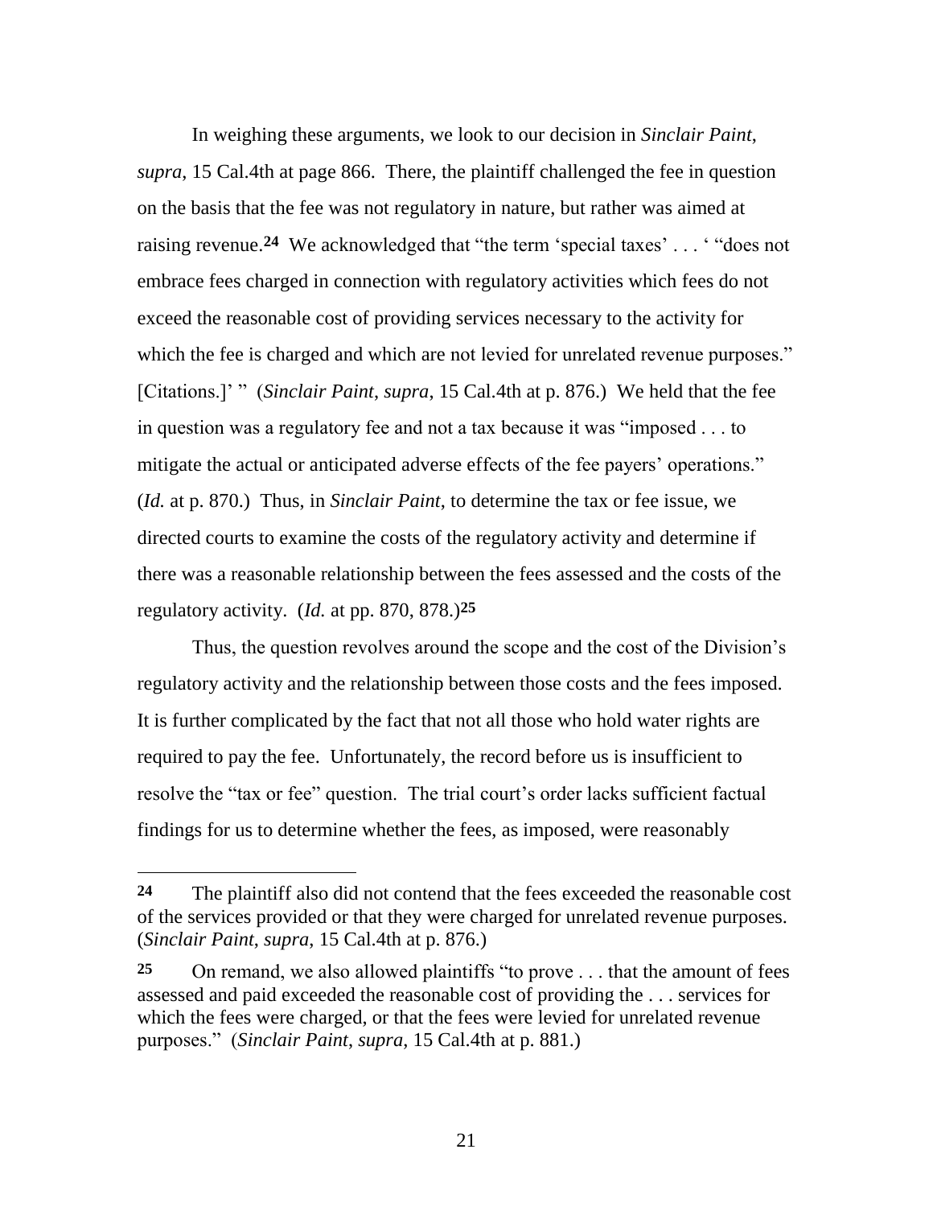In weighing these arguments, we look to our decision in *Sinclair Paint*, *supra*, 15 Cal.4th at page 866. There, the plaintiff challenged the fee in question on the basis that the fee was not regulatory in nature, but rather was aimed at raising revenue.[24] We acknowledged that "the term 'special taxes' . . . ' "does not embrace fees charged in connection with regulatory activities which fees do not exceed the reasonable cost of providing services necessary to the activity for which the fee is charged and which are not levied for unrelated revenue purposes." [Citations.]' " (*Sinclair Paint*, *supra*, 15 Cal.4th at p. 876.) We held that the fee in question was a regulatory fee and not a tax because it was "imposed . . . to mitigate the actual or anticipated adverse effects of the fee payers' operations." (*Id.* at p. 870.) Thus, in *Sinclair Paint*, to determine the tax or fee issue, we directed courts to examine the costs of the regulatory activity and determine if there was a reasonable relationship between the fees assessed and the costs of the regulatory activity. (*Id.* at pp. 870, 878.)[25]

Thus, the question revolves around the scope and the cost of the Division's regulatory activity and the relationship between those costs and the fees imposed. It is further complicated by the fact that not all those who hold water rights are required to pay the fee. Unfortunately, the record before us is insufficient to resolve the "tax or fee" question. The trial court's order lacks sufficient factual findings for us to determine whether the fees, as imposed, were reasonably

---

**24** The plaintiff also did not contend that the fees exceeded the reasonable cost of the services provided or that they were charged for unrelated revenue purposes. (*Sinclair Paint*, *supra*, 15 Cal.4th at p. 876.)

**25** On remand, we also allowed plaintiffs "to prove . . . that the amount of fees assessed and paid exceeded the reasonable cost of providing the . . . services for which the fees were charged, or that the fees were levied for unrelated revenue purposes." (*Sinclair Paint*, *supra*, 15 Cal.4th at p. 881.)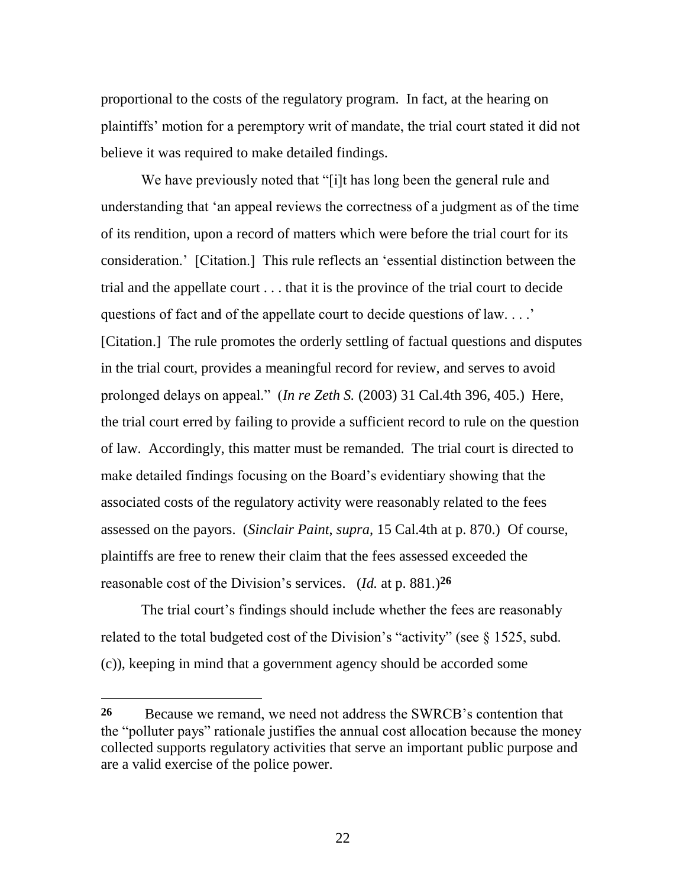proportional to the costs of the regulatory program. In fact, at the hearing on plaintiffs' motion for a peremptory writ of mandate, the trial court stated it did not believe it was required to make detailed findings.

We have previously noted that "[i]t has long been the general rule and understanding that 'an appeal reviews the correctness of a judgment as of the time of its rendition, upon a record of matters which were before the trial court for its consideration.' [Citation.] This rule reflects an 'essential distinction between the trial and the appellate court . . . that it is the province of the trial court to decide questions of fact and of the appellate court to decide questions of law. . . .' [Citation.] The rule promotes the orderly settling of factual questions and disputes in the trial court, provides a meaningful record for review, and serves to avoid prolonged delays on appeal." (*In re Zeth S.* (2003) 31 Cal.4th 396, 405.) Here, the trial court erred by failing to provide a sufficient record to rule on the question of law. Accordingly, this matter must be remanded. The trial court is directed to make detailed findings focusing on the Board's evidentiary showing that the associated costs of the regulatory activity were reasonably related to the fees assessed on the payors. (*Sinclair Paint*, *supra*, 15 Cal.4th at p. 870.) Of course, plaintiffs are free to renew their claim that the fees assessed exceeded the reasonable cost of the Division's services. (*Id.* at p. 881.)[26]

The trial court's findings should include whether the fees are reasonably related to the total budgeted cost of the Division's "activity" (see § 1525, subd. (c)), keeping in mind that a government agency should be accorded some

---

**26** Because we remand, we need not address the SWRCB's contention that the "polluter pays" rationale justifies the annual cost allocation because the money collected supports regulatory activities that serve an important public purpose and are a valid exercise of the police power.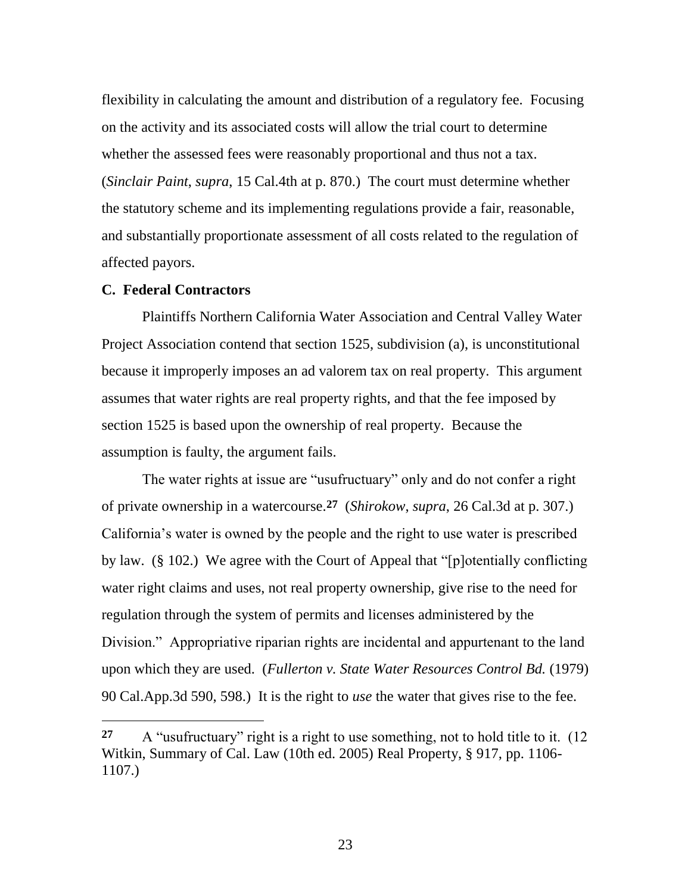flexibility in calculating the amount and distribution of a regulatory fee. Focusing on the activity and its associated costs will allow the trial court to determine whether the assessed fees were reasonably proportional and thus not a tax. (*Sinclair Paint*, *supra*, 15 Cal.4th at p. 870.) The court must determine whether the statutory scheme and its implementing regulations provide a fair, reasonable, and substantially proportionate assessment of all costs related to the regulation of affected payors.

### C. Federal Contractors

Plaintiffs Northern California Water Association and Central Valley Water Project Association contend that section 1525, subdivision (a), is unconstitutional because it improperly imposes an ad valorem tax on real property. This argument assumes that water rights are real property rights, and that the fee imposed by section 1525 is based upon the ownership of real property. Because the assumption is faulty, the argument fails.

The water rights at issue are "usufructuary" only and do not confer a right of private ownership in a watercourse.[27] (*Shirokow*, *supra*, 26 Cal.3d at p. 307.) California's water is owned by the people and the right to use water is prescribed by law. (§ 102.) We agree with the Court of Appeal that "[p]otentially conflicting water right claims and uses, not real property ownership, give rise to the need for regulation through the system of permits and licenses administered by the Division." Appropriative riparian rights are incidental and appurtenant to the land upon which they are used. (*Fullerton v. State Water Resources Control Bd.* (1979) 90 Cal.App.3d 590, 598.) It is the right to *use* the water that gives rise to the fee.

---

[27] A "usufructuary" right is a right to use something, not to hold title to it. (12 Witkin, Summary of Cal. Law (10th ed. 2005) Real Property, § 917, pp. 1106-1107.)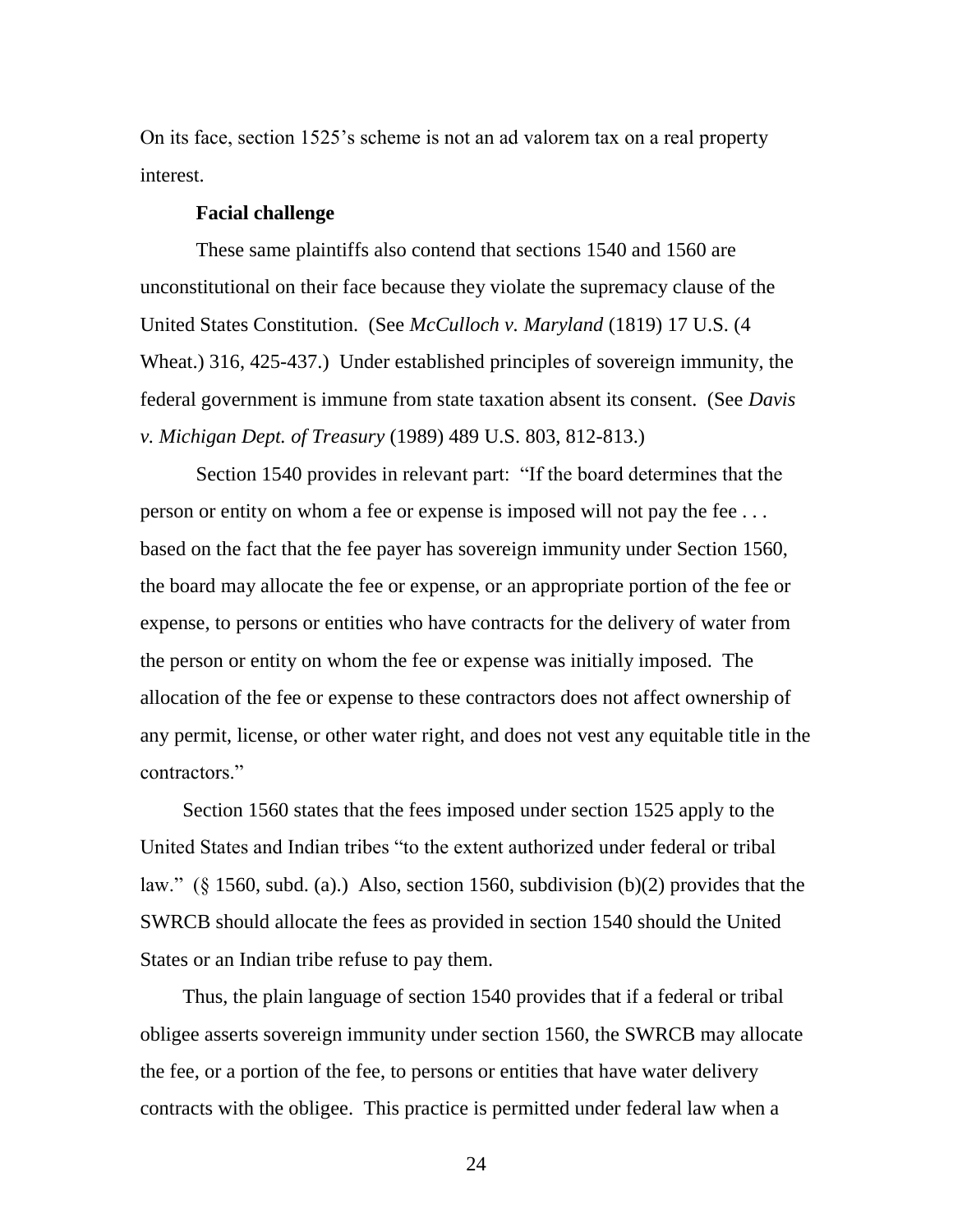On its face, section 1525's scheme is not an ad valorem tax on a real property interest.

**Facial challenge**

These same plaintiffs also contend that sections 1540 and 1560 are unconstitutional on their face because they violate the supremacy clause of the United States Constitution. (See *McCulloch v. Maryland* (1819) 17 U.S. (4 Wheat.) 316, 425-437.) Under established principles of sovereign immunity, the federal government is immune from state taxation absent its consent. (See *Davis v. Michigan Dept. of Treasury* (1989) 489 U.S. 803, 812-813.)

Section 1540 provides in relevant part: "If the board determines that the person or entity on whom a fee or expense is imposed will not pay the fee . . . based on the fact that the fee payer has sovereign immunity under Section 1560, the board may allocate the fee or expense, or an appropriate portion of the fee or expense, to persons or entities who have contracts for the delivery of water from the person or entity on whom the fee or expense was initially imposed. The allocation of the fee or expense to these contractors does not affect ownership of any permit, license, or other water right, and does not vest any equitable title in the contractors."

Section 1560 states that the fees imposed under section 1525 apply to the United States and Indian tribes "to the extent authorized under federal or tribal law." (§ 1560, subd. (a).) Also, section 1560, subdivision (b)(2) provides that the SWRCB should allocate the fees as provided in section 1540 should the United States or an Indian tribe refuse to pay them.

Thus, the plain language of section 1540 provides that if a federal or tribal obligee asserts sovereign immunity under section 1560, the SWRCB may allocate the fee, or a portion of the fee, to persons or entities that have water delivery contracts with the obligee. This practice is permitted under federal law when a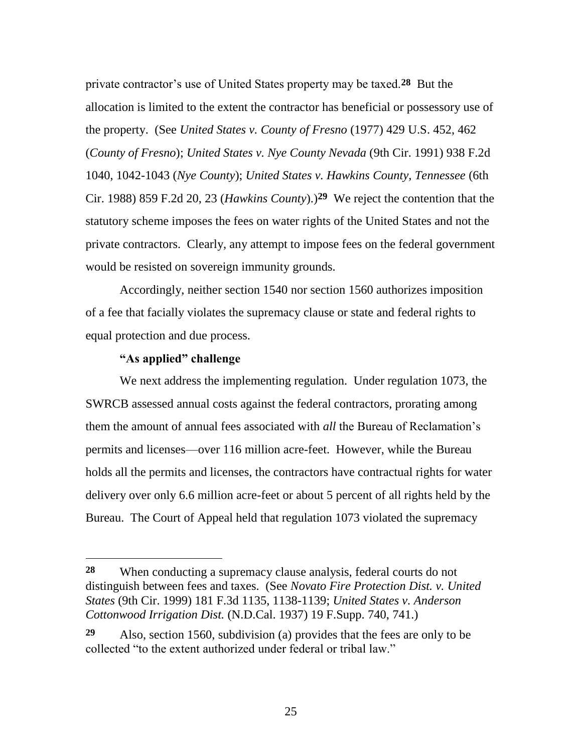private contractor's use of United States property may be taxed.[28] But the allocation is limited to the extent the contractor has beneficial or possessory use of the property. (See *United States v. County of Fresno* (1977) 429 U.S. 452, 462 (*County of Fresno*); *United States v. Nye County Nevada* (9th Cir. 1991) 938 F.2d 1040, 1042-1043 (*Nye County*); *United States v. Hawkins County, Tennessee* (6th Cir. 1988) 859 F.2d 20, 23 (*Hawkins County*).)[29] We reject the contention that the statutory scheme imposes the fees on water rights of the United States and not the private contractors. Clearly, any attempt to impose fees on the federal government would be resisted on sovereign immunity grounds.

Accordingly, neither section 1540 nor section 1560 authorizes imposition of a fee that facially violates the supremacy clause or state and federal rights to equal protection and due process.

**"As applied" challenge**

We next address the implementing regulation. Under regulation 1073, the SWRCB assessed annual costs against the federal contractors, prorating among them the amount of annual fees associated with *all* the Bureau of Reclamation's permits and licenses—over 116 million acre-feet. However, while the Bureau holds all the permits and licenses, the contractors have contractual rights for water delivery over only 6.6 million acre-feet or about 5 percent of all rights held by the Bureau. The Court of Appeal held that regulation 1073 violated the supremacy

---

[28] When conducting a supremacy clause analysis, federal courts do not distinguish between fees and taxes. (See *Novato Fire Protection Dist. v. United States* (9th Cir. 1999) 181 F.3d 1135, 1138-1139; *United States v. Anderson Cottonwood Irrigation Dist.* (N.D.Cal. 1937) 19 F.Supp. 740, 741.)

[29] Also, section 1560, subdivision (a) provides that the fees are only to be collected "to the extent authorized under federal or tribal law."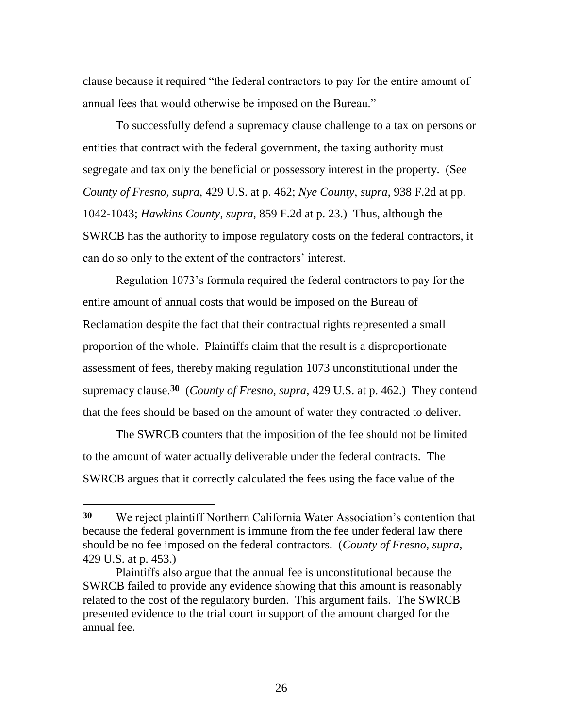clause because it required "the federal contractors to pay for the entire amount of annual fees that would otherwise be imposed on the Bureau."

To successfully defend a supremacy clause challenge to a tax on persons or entities that contract with the federal government, the taxing authority must segregate and tax only the beneficial or possessory interest in the property. (See *County of Fresno*, *supra*, 429 U.S. at p. 462; *Nye County*, *supra*, 938 F.2d at pp. 1042-1043; *Hawkins County*, *supra*, 859 F.2d at p. 23.) Thus, although the SWRCB has the authority to impose regulatory costs on the federal contractors, it can do so only to the extent of the contractors' interest.

Regulation 1073's formula required the federal contractors to pay for the entire amount of annual costs that would be imposed on the Bureau of Reclamation despite the fact that their contractual rights represented a small proportion of the whole. Plaintiffs claim that the result is a disproportionate assessment of fees, thereby making regulation 1073 unconstitutional under the supremacy clause.**[30]** (*County of Fresno*, *supra*, 429 U.S. at p. 462.) They contend that the fees should be based on the amount of water they contracted to deliver.

The SWRCB counters that the imposition of the fee should not be limited to the amount of water actually deliverable under the federal contracts. The SWRCB argues that it correctly calculated the fees using the face value of the

---

**30** We reject plaintiff Northern California Water Association's contention that because the federal government is immune from the fee under federal law there should be no fee imposed on the federal contractors. (*County of Fresno*, *supra*, 429 U.S. at p. 453.)

Plaintiffs also argue that the annual fee is unconstitutional because the SWRCB failed to provide any evidence showing that this amount is reasonably related to the cost of the regulatory burden. This argument fails. The SWRCB presented evidence to the trial court in support of the amount charged for the annual fee.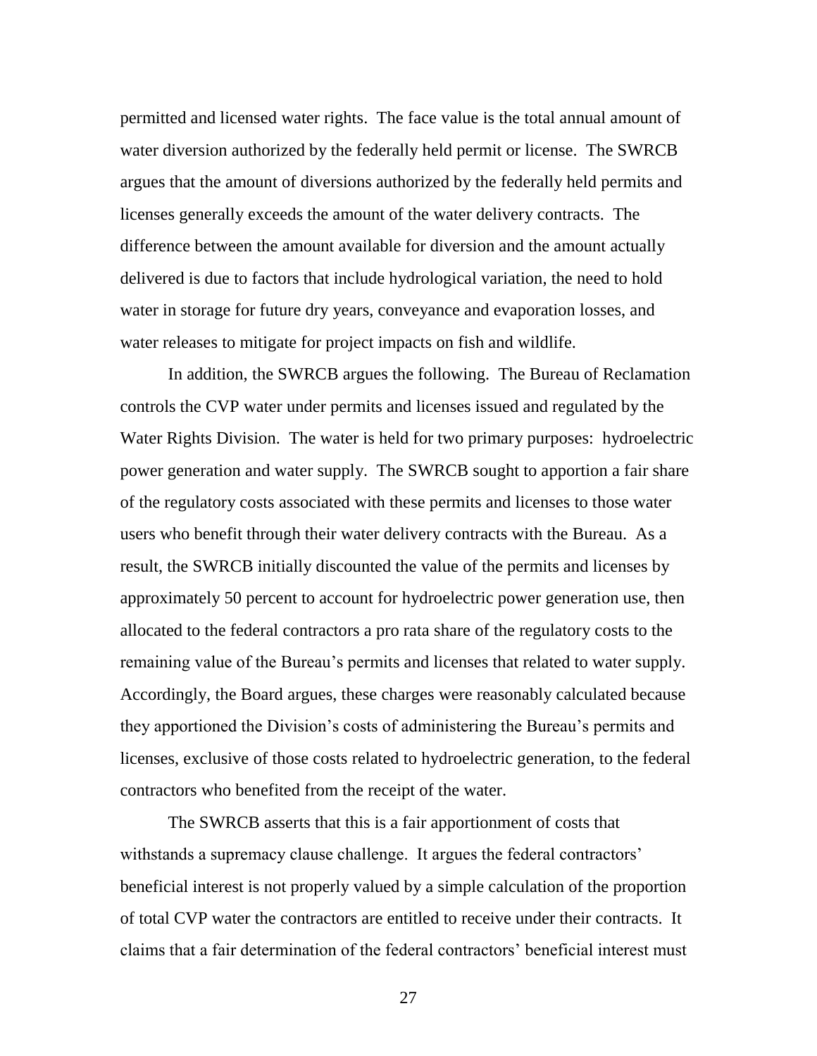permitted and licensed water rights. The face value is the total annual amount of water diversion authorized by the federally held permit or license. The SWRCB argues that the amount of diversions authorized by the federally held permits and licenses generally exceeds the amount of the water delivery contracts. The difference between the amount available for diversion and the amount actually delivered is due to factors that include hydrological variation, the need to hold water in storage for future dry years, conveyance and evaporation losses, and water releases to mitigate for project impacts on fish and wildlife.

In addition, the SWRCB argues the following. The Bureau of Reclamation controls the CVP water under permits and licenses issued and regulated by the Water Rights Division. The water is held for two primary purposes: hydroelectric power generation and water supply. The SWRCB sought to apportion a fair share of the regulatory costs associated with these permits and licenses to those water users who benefit through their water delivery contracts with the Bureau. As a result, the SWRCB initially discounted the value of the permits and licenses by approximately 50 percent to account for hydroelectric power generation use, then allocated to the federal contractors a pro rata share of the regulatory costs to the remaining value of the Bureau's permits and licenses that related to water supply. Accordingly, the Board argues, these charges were reasonably calculated because they apportioned the Division's costs of administering the Bureau's permits and licenses, exclusive of those costs related to hydroelectric generation, to the federal contractors who benefited from the receipt of the water.

The SWRCB asserts that this is a fair apportionment of costs that withstands a supremacy clause challenge. It argues the federal contractors' beneficial interest is not properly valued by a simple calculation of the proportion of total CVP water the contractors are entitled to receive under their contracts. It claims that a fair determination of the federal contractors' beneficial interest must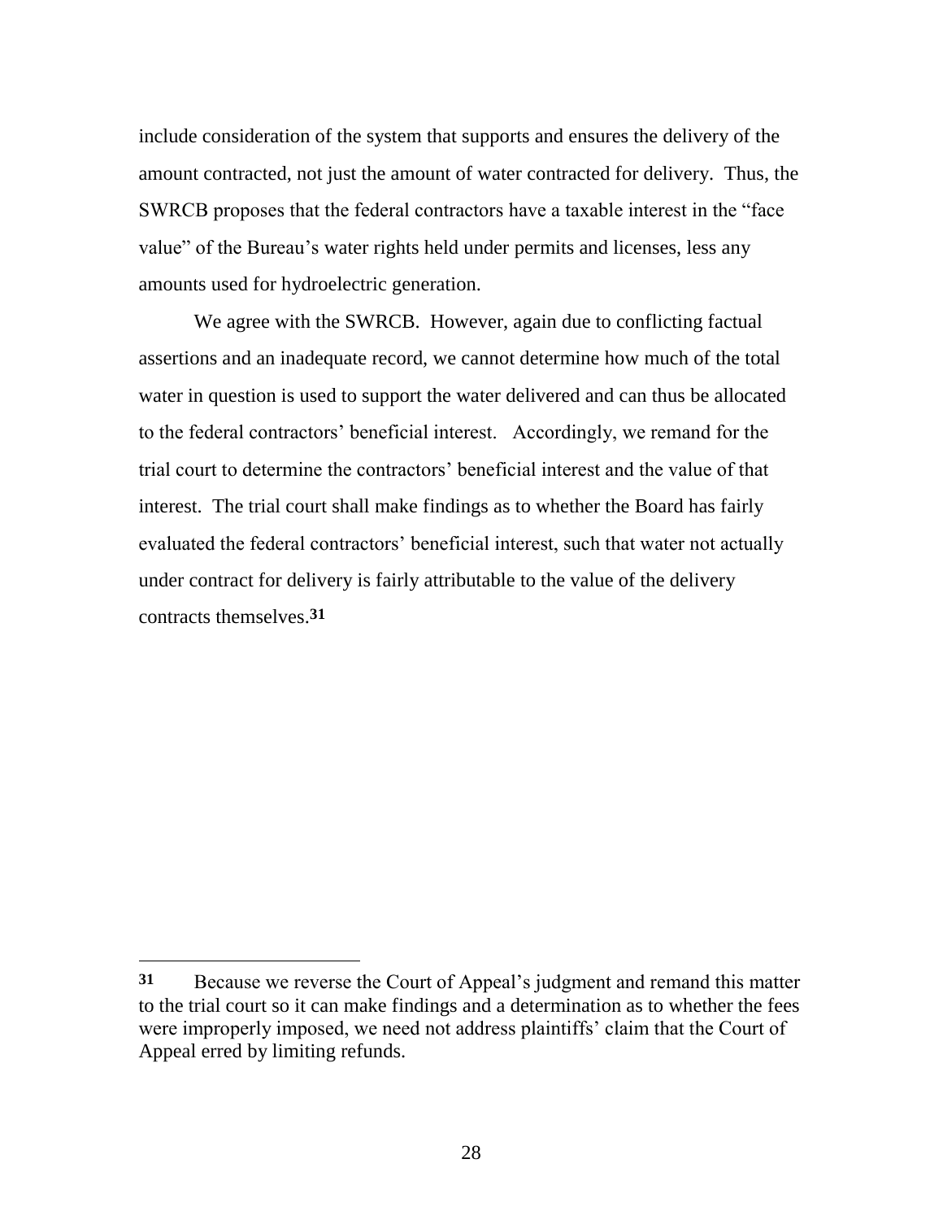include consideration of the system that supports and ensures the delivery of the amount contracted, not just the amount of water contracted for delivery. Thus, the SWRCB proposes that the federal contractors have a taxable interest in the "face value" of the Bureau's water rights held under permits and licenses, less any amounts used for hydroelectric generation.

We agree with the SWRCB. However, again due to conflicting factual assertions and an inadequate record, we cannot determine how much of the total water in question is used to support the water delivered and can thus be allocated to the federal contractors' beneficial interest. Accordingly, we remand for the trial court to determine the contractors' beneficial interest and the value of that interest. The trial court shall make findings as to whether the Board has fairly evaluated the federal contractors' beneficial interest, such that water not actually under contract for delivery is fairly attributable to the value of the delivery contracts themselves.[31]

---

**31** Because we reverse the Court of Appeal's judgment and remand this matter to the trial court so it can make findings and a determination as to whether the fees were improperly imposed, we need not address plaintiffs' claim that the Court of Appeal erred by limiting refunds.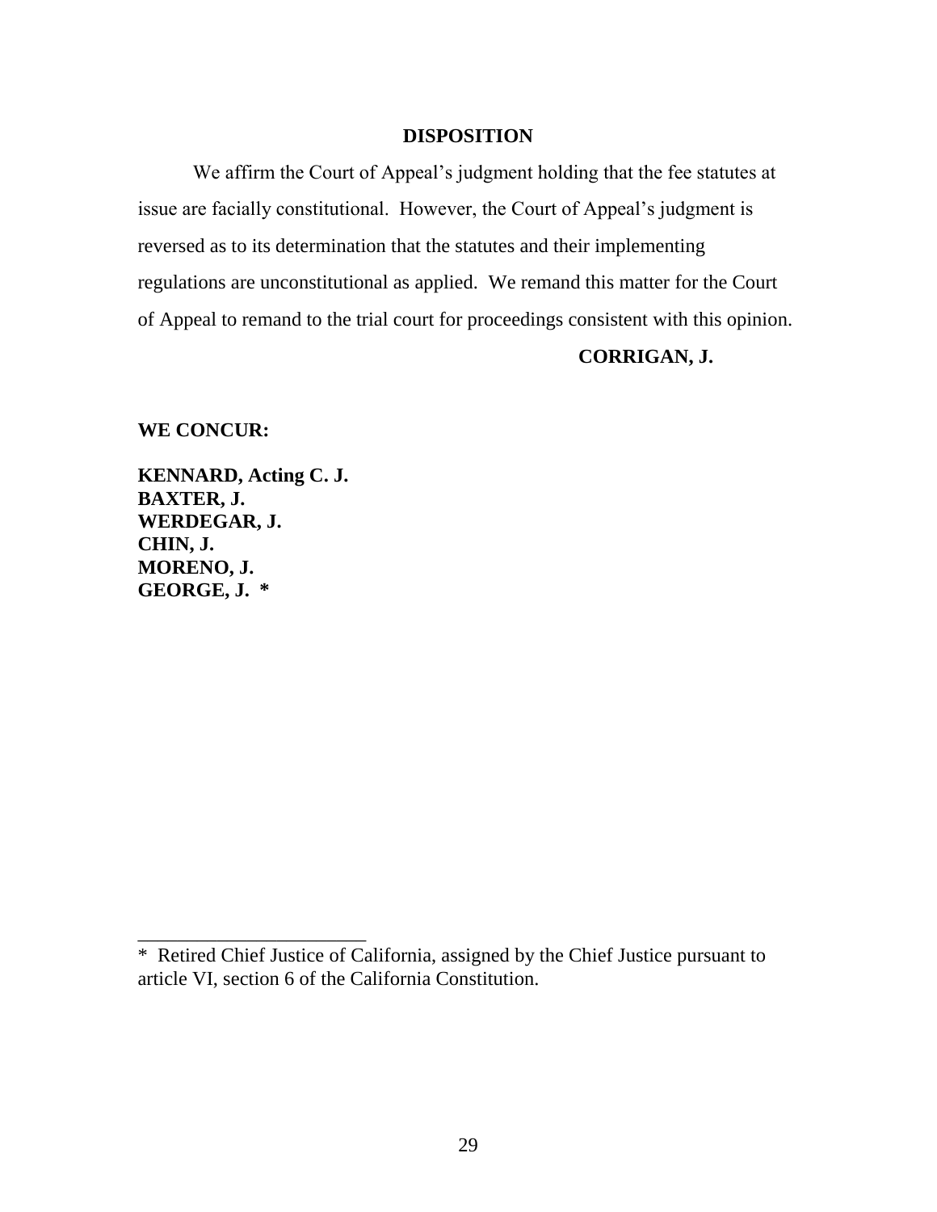## DISPOSITION

We affirm the Court of Appeal's judgment holding that the fee statutes at issue are facially constitutional. However, the Court of Appeal's judgment is reversed as to its determination that the statutes and their implementing regulations are unconstitutional as applied. We remand this matter for the Court of Appeal to remand to the trial court for proceedings consistent with this opinion.

**CORRIGAN, J.**

**WE CONCUR:**

**KENNARD, Acting C. J.**
**BAXTER, J.**
**WERDEGAR, J.**
**CHIN, J.**
**MORENO, J.**
**GEORGE, J. ***

---

* Retired Chief Justice of California, assigned by the Chief Justice pursuant to article VI, section 6 of the California Constitution.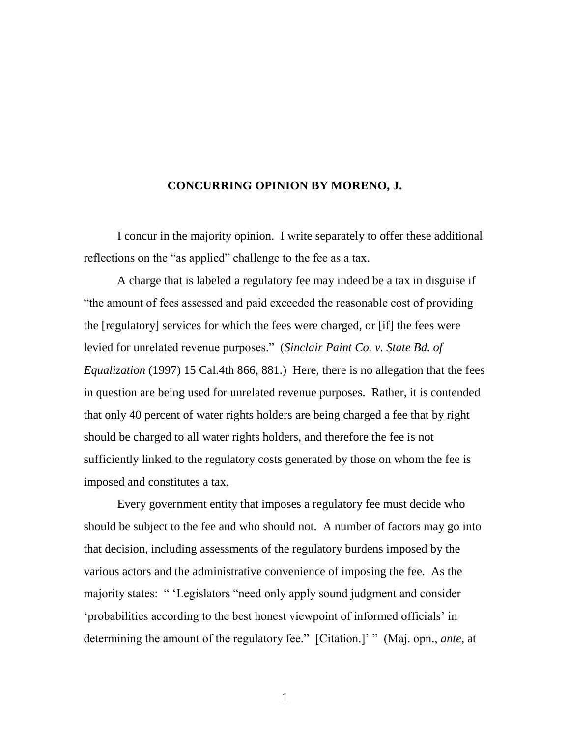**CONCURRING OPINION BY MORENO, J.**

I concur in the majority opinion. I write separately to offer these additional reflections on the "as applied" challenge to the fee as a tax.

A charge that is labeled a regulatory fee may indeed be a tax in disguise if "the amount of fees assessed and paid exceeded the reasonable cost of providing the [regulatory] services for which the fees were charged, or [if] the fees were levied for unrelated revenue purposes." (*Sinclair Paint Co. v. State Bd. of Equalization* (1997) 15 Cal.4th 866, 881.) Here, there is no allegation that the fees in question are being used for unrelated revenue purposes. Rather, it is contended that only 40 percent of water rights holders are being charged a fee that by right should be charged to all water rights holders, and therefore the fee is not sufficiently linked to the regulatory costs generated by those on whom the fee is imposed and constitutes a tax.

Every government entity that imposes a regulatory fee must decide who should be subject to the fee and who should not. A number of factors may go into that decision, including assessments of the regulatory burdens imposed by the various actors and the administrative convenience of imposing the fee. As the majority states: " 'Legislators "need only apply sound judgment and consider 'probabilities according to the best honest viewpoint of informed officials' in determining the amount of the regulatory fee." [Citation.]' " (Maj. opn., *ante*, at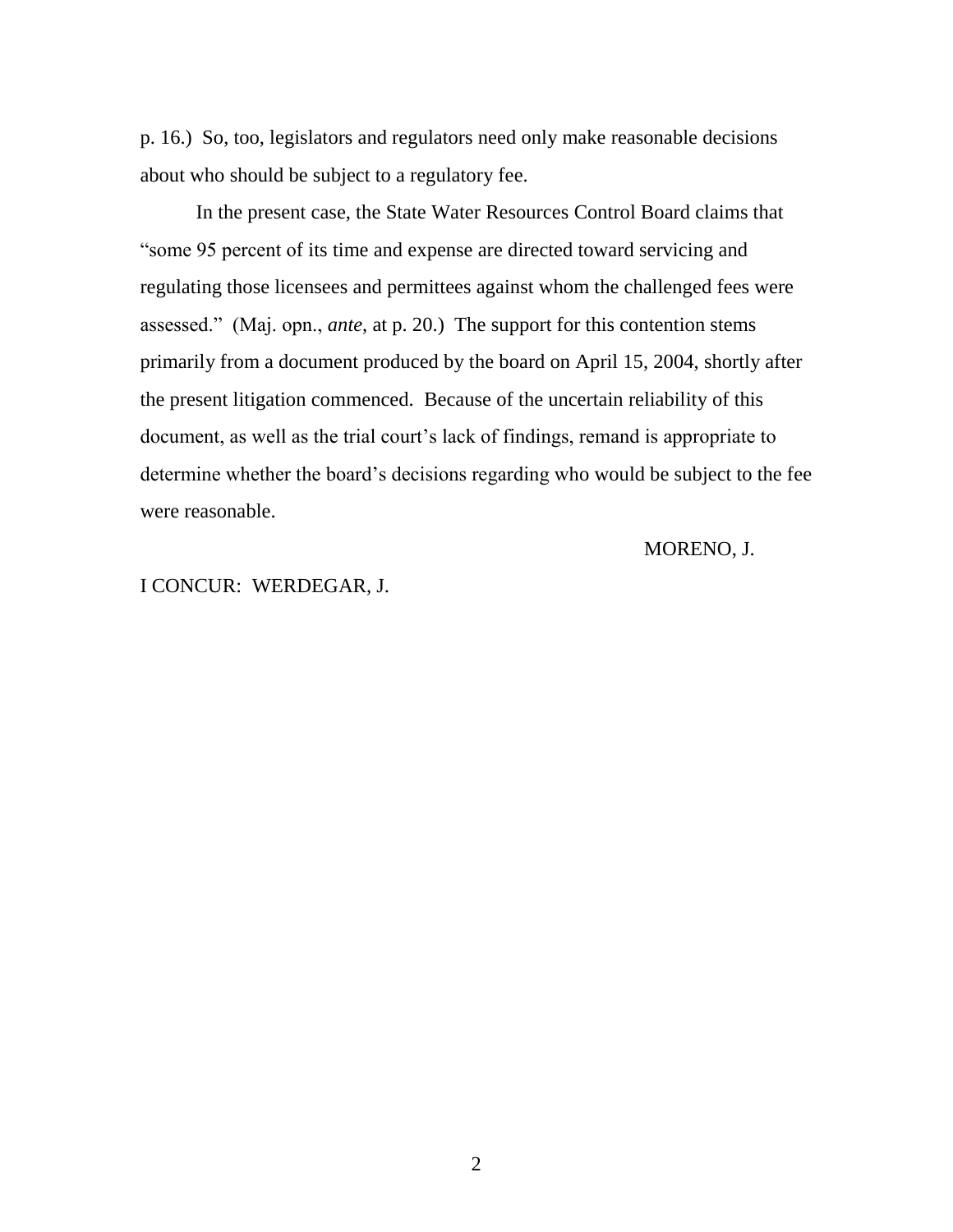p. 16.) So, too, legislators and regulators need only make reasonable decisions about who should be subject to a regulatory fee.

In the present case, the State Water Resources Control Board claims that "some 95 percent of its time and expense are directed toward servicing and regulating those licensees and permittees against whom the challenged fees were assessed." (Maj. opn., *ante*, at p. 20.) The support for this contention stems primarily from a document produced by the board on April 15, 2004, shortly after the present litigation commenced. Because of the uncertain reliability of this document, as well as the trial court's lack of findings, remand is appropriate to determine whether the board's decisions regarding who would be subject to the fee were reasonable.

MORENO, J.

I CONCUR: WERDEGAR, J.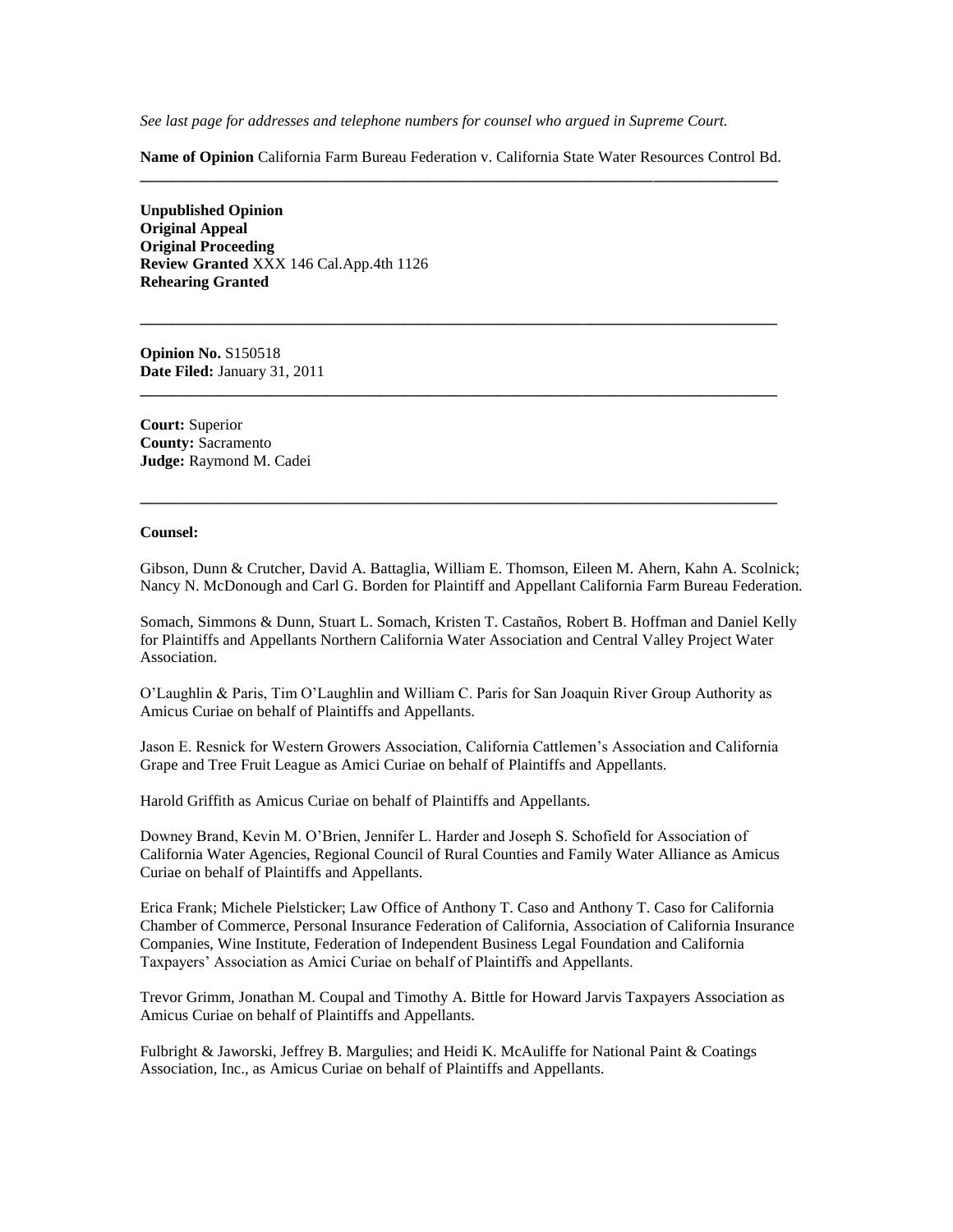*See last page for addresses and telephone numbers for counsel who argued in Supreme Court.*

**Name of Opinion** California Farm Bureau Federation v. California State Water Resources Control Bd.

---

**Unpublished Opinion**
**Original Appeal**
**Original Proceeding**
**Review Granted** XXX 146 Cal.App.4th 1126
**Rehearing Granted**

---

**Opinion No.** S150518
**Date Filed:** January 31, 2011

---

**Court:** Superior
**County:** Sacramento
**Judge:** Raymond M. Cadei

---

**Counsel:**

Gibson, Dunn & Crutcher, David A. Battaglia, William E. Thomson, Eileen M. Ahern, Kahn A. Scolnick; Nancy N. McDonough and Carl G. Borden for Plaintiff and Appellant California Farm Bureau Federation.

Somach, Simmons & Dunn, Stuart L. Somach, Kristen T. Castaños, Robert B. Hoffman and Daniel Kelly for Plaintiffs and Appellants Northern California Water Association and Central Valley Project Water Association.

O'Laughlin & Paris, Tim O'Laughlin and William C. Paris for San Joaquin River Group Authority as Amicus Curiae on behalf of Plaintiffs and Appellants.

Jason E. Resnick for Western Growers Association, California Cattlemen's Association and California Grape and Tree Fruit League as Amici Curiae on behalf of Plaintiffs and Appellants.

Harold Griffith as Amicus Curiae on behalf of Plaintiffs and Appellants.

Downey Brand, Kevin M. O'Brien, Jennifer L. Harder and Joseph S. Schofield for Association of California Water Agencies, Regional Council of Rural Counties and Family Water Alliance as Amicus Curiae on behalf of Plaintiffs and Appellants.

Erica Frank; Michele Pielsticker; Law Office of Anthony T. Caso and Anthony T. Caso for California Chamber of Commerce, Personal Insurance Federation of California, Association of California Insurance Companies, Wine Institute, Federation of Independent Business Legal Foundation and California Taxpayers' Association as Amici Curiae on behalf of Plaintiffs and Appellants.

Trevor Grimm, Jonathan M. Coupal and Timothy A. Bittle for Howard Jarvis Taxpayers Association as Amicus Curiae on behalf of Plaintiffs and Appellants.

Fulbright & Jaworski, Jeffrey B. Margulies; and Heidi K. McAuliffe for National Paint & Coatings Association, Inc., as Amicus Curiae on behalf of Plaintiffs and Appellants.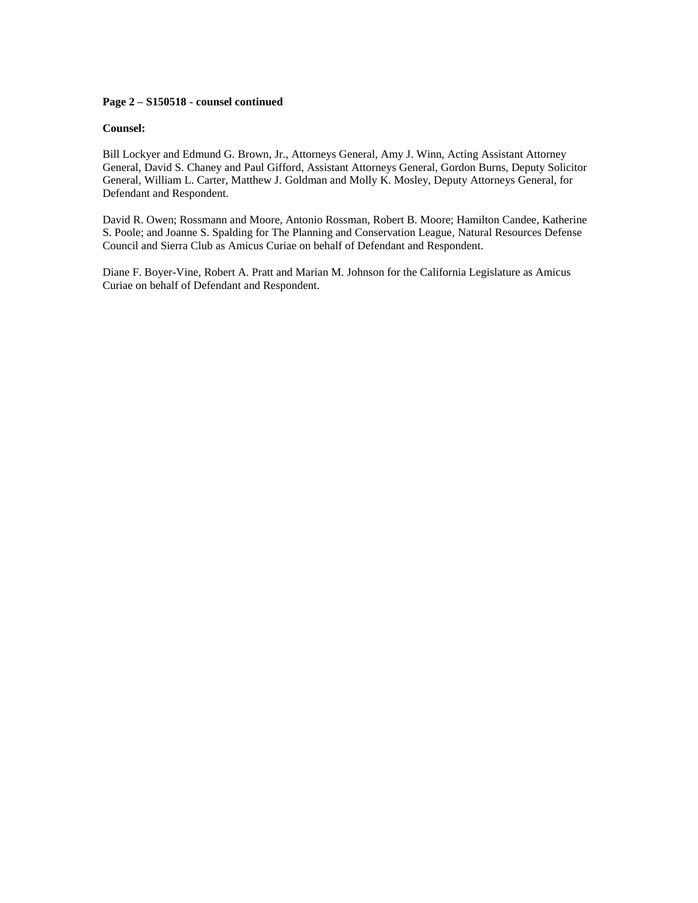**Page 2 – S150518 - counsel continued**

**Counsel:**

Bill Lockyer and Edmund G. Brown, Jr., Attorneys General, Amy J. Winn, Acting Assistant Attorney General, David S. Chaney and Paul Gifford, Assistant Attorneys General, Gordon Burns, Deputy Solicitor General, William L. Carter, Matthew J. Goldman and Molly K. Mosley, Deputy Attorneys General, for Defendant and Respondent.

David R. Owen; Rossmann and Moore, Antonio Rossman, Robert B. Moore; Hamilton Candee, Katherine S. Poole; and Joanne S. Spalding for The Planning and Conservation League, Natural Resources Defense Council and Sierra Club as Amicus Curiae on behalf of Defendant and Respondent.

Diane F. Boyer-Vine, Robert A. Pratt and Marian M. Johnson for the California Legislature as Amicus Curiae on behalf of Defendant and Respondent.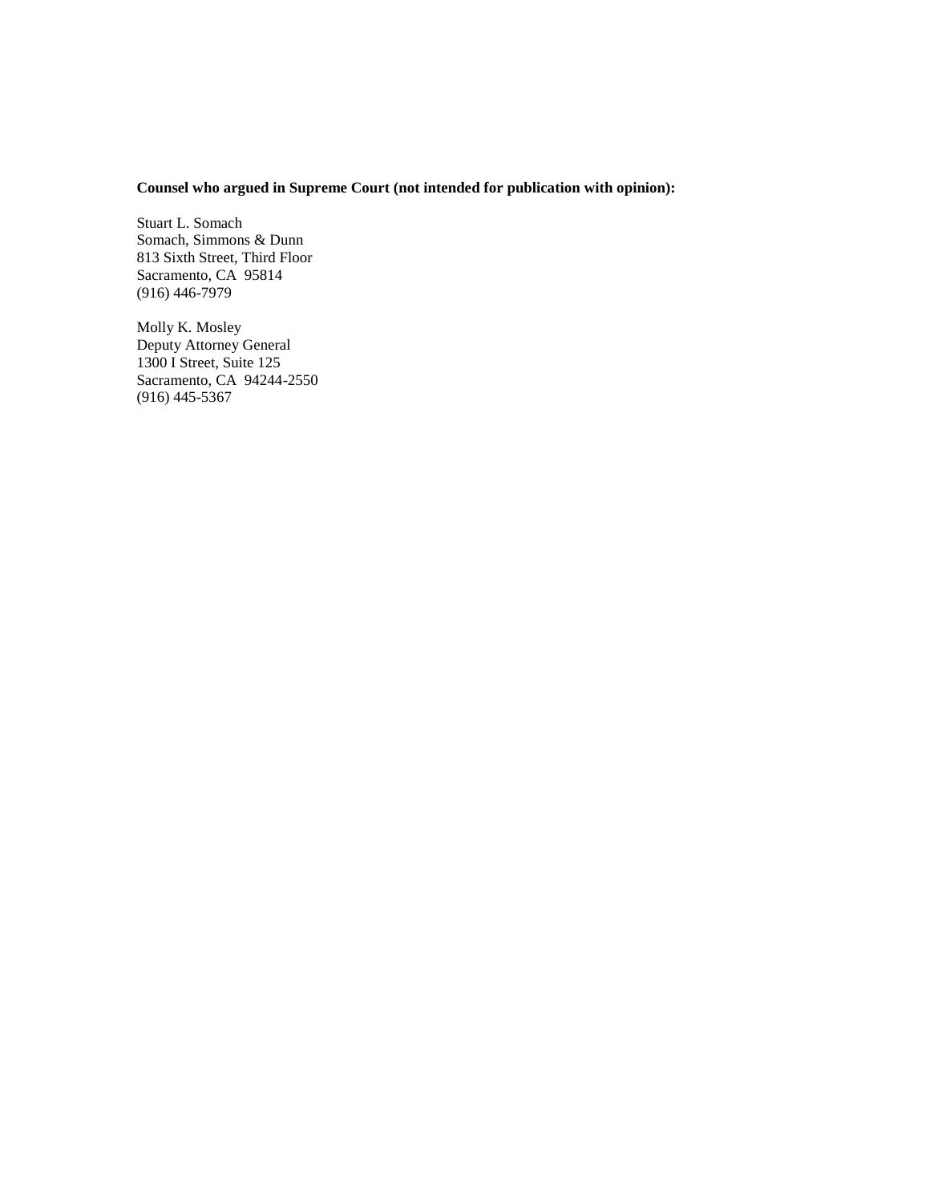**Counsel who argued in Supreme Court (not intended for publication with opinion):**

Stuart L. Somach  
Somach, Simmons & Dunn  
813 Sixth Street, Third Floor  
Sacramento, CA 95814  
(916) 446-7979

Molly K. Mosley  
Deputy Attorney General  
1300 I Street, Suite 125  
Sacramento, CA 94244-2550  
(916) 445-5367